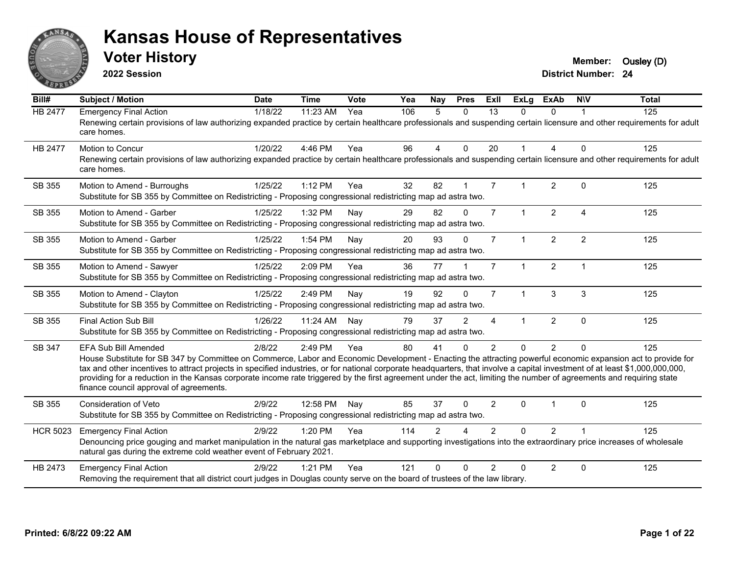# Kansas House of Representatives

## Voter History

**2022 Session**

**Member:** Ousley (D)
**District Number:** 24

| Bill# | Subject / Motion | Date | Time | Vote | Yea | Nay | Pres | ExII | ExLg | ExAb | N\V | Total |
|---|---|---|---|---|---|---|---|---|---|---|---|---|
| HB 2477 | Emergency Final Action | 1/18/22 | 11:23 AM | Yea | 106 | 5 | 0 | 13 | 0 | 0 | 1 | 125 |
| | Renewing certain provisions of law authorizing expanded practice by certain healthcare professionals and suspending certain licensure and other requirements for adult care homes. | | | | | | | | | | | |
| HB 2477 | Motion to Concur | 1/20/22 | 4:46 PM | Yea | 96 | 4 | 0 | 20 | 1 | 4 | 0 | 125 |
| | Renewing certain provisions of law authorizing expanded practice by certain healthcare professionals and suspending certain licensure and other requirements for adult care homes. | | | | | | | | | | | |
| SB 355 | Motion to Amend - Burroughs | 1/25/22 | 1:12 PM | Yea | 32 | 82 | 1 | 7 | 1 | 2 | 0 | 125 |
| | Substitute for SB 355 by Committee on Redistricting - Proposing congressional redistricting map ad astra two. | | | | | | | | | | | |
| SB 355 | Motion to Amend - Garber | 1/25/22 | 1:32 PM | Nay | 29 | 82 | 0 | 7 | 1 | 2 | 4 | 125 |
| | Substitute for SB 355 by Committee on Redistricting - Proposing congressional redistricting map ad astra two. | | | | | | | | | | | |
| SB 355 | Motion to Amend - Garber | 1/25/22 | 1:54 PM | Nay | 20 | 93 | 0 | 7 | 1 | 2 | 2 | 125 |
| | Substitute for SB 355 by Committee on Redistricting - Proposing congressional redistricting map ad astra two. | | | | | | | | | | | |
| SB 355 | Motion to Amend - Sawyer | 1/25/22 | 2:09 PM | Yea | 36 | 77 | 1 | 7 | 1 | 2 | 1 | 125 |
| | Substitute for SB 355 by Committee on Redistricting - Proposing congressional redistricting map ad astra two. | | | | | | | | | | | |
| SB 355 | Motion to Amend - Clayton | 1/25/22 | 2:49 PM | Nay | 19 | 92 | 0 | 7 | 1 | 3 | 3 | 125 |
| | Substitute for SB 355 by Committee on Redistricting - Proposing congressional redistricting map ad astra two. | | | | | | | | | | | |
| SB 355 | Final Action Sub Bill | 1/26/22 | 11:24 AM | Nay | 79 | 37 | 2 | 4 | 1 | 2 | 0 | 125 |
| | Substitute for SB 355 by Committee on Redistricting - Proposing congressional redistricting map ad astra two. | | | | | | | | | | | |
| SB 347 | EFA Sub Bill Amended | 2/8/22 | 2:49 PM | Yea | 80 | 41 | 0 | 2 | 0 | 2 | 0 | 125 |
| | House Substitute for SB 347 by Committee on Commerce, Labor and Economic Development - Enacting the attracting powerful economic expansion act to provide for tax and other incentives to attract projects in specified industries, or for national corporate headquarters, that involve a capital investment of at least $1,000,000,000, providing for a reduction in the Kansas corporate income rate triggered by the first agreement under the act, limiting the number of agreements and requiring state finance council approval of agreements. | | | | | | | | | | | |
| SB 355 | Consideration of Veto | 2/9/22 | 12:58 PM | Nay | 85 | 37 | 0 | 2 | 0 | 1 | 0 | 125 |
| | Substitute for SB 355 by Committee on Redistricting - Proposing congressional redistricting map ad astra two. | | | | | | | | | | | |
| HCR 5023 | Emergency Final Action | 2/9/22 | 1:20 PM | Yea | 114 | 2 | 4 | 2 | 0 | 2 | 1 | 125 |
| | Denouncing price gouging and market manipulation in the natural gas marketplace and supporting investigations into the extraordinary price increases of wholesale natural gas during the extreme cold weather event of February 2021. | | | | | | | | | | | |
| HB 2473 | Emergency Final Action | 2/9/22 | 1:21 PM | Yea | 121 | 0 | 0 | 2 | 0 | 2 | 0 | 125 |
| | Removing the requirement that all district court judges in Douglas county serve on the board of trustees of the law library. | | | | | | | | | | | |

**Printed: 6/8/22 09:22 AM**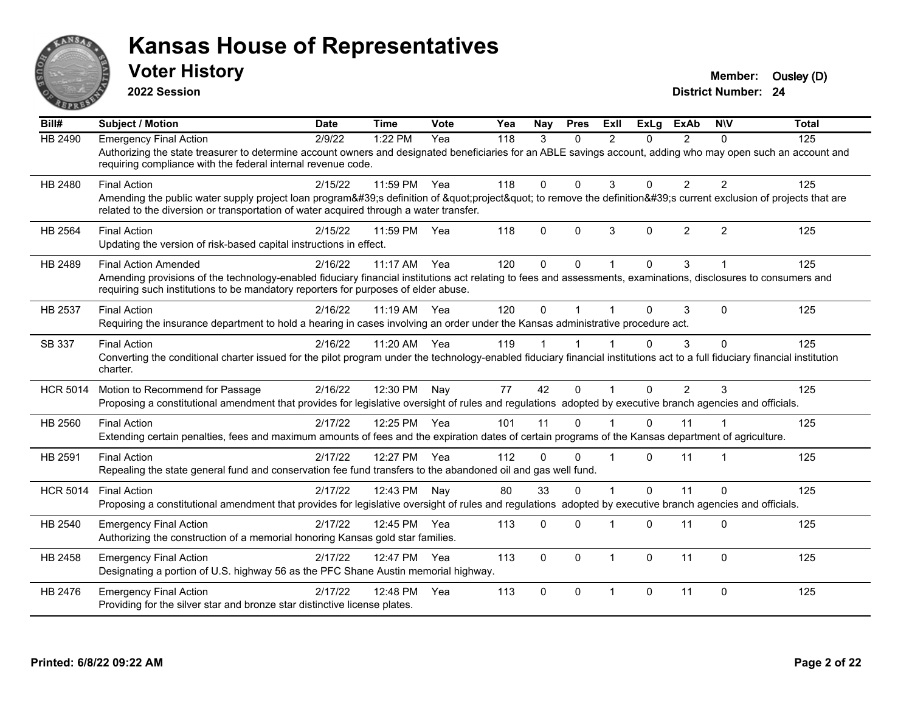# Kansas House of Representatives

## Voter History

**2022 Session**

**Member:** Ousley (D)
**District Number:** 24

| Bill# | Subject / Motion | Date | Time | Vote | Yea | Nay | Pres | ExII | ExLg | ExAb | N\V | Total |
|---|---|---|---|---|---|---|---|---|---|---|---|---|
| HB 2490 | Emergency Final Action | 2/9/22 | 1:22 PM | Yea | 118 | 3 | 0 | 2 | 0 | 2 | 0 | 125 |
| | Authorizing the state treasurer to determine account owners and designated beneficiaries for an ABLE savings account, adding who may open such an account and requiring compliance with the federal internal revenue code. | | | | | | | | | | | |
| HB 2480 | Final Action | 2/15/22 | 11:59 PM | Yea | 118 | 0 | 0 | 3 | 0 | 2 | 2 | 125 |
| | Amending the public water supply project loan program&#39;s definition of &quot;project&quot; to remove the definition&#39;s current exclusion of projects that are related to the diversion or transportation of water acquired through a water transfer. | | | | | | | | | | | |
| HB 2564 | Final Action | 2/15/22 | 11:59 PM | Yea | 118 | 0 | 0 | 3 | 0 | 2 | 2 | 125 |
| | Updating the version of risk-based capital instructions in effect. | | | | | | | | | | | |
| HB 2489 | Final Action Amended | 2/16/22 | 11:17 AM | Yea | 120 | 0 | 0 | 1 | 0 | 3 | 1 | 125 |
| | Amending provisions of the technology-enabled fiduciary financial institutions act relating to fees and assessments, examinations, disclosures to consumers and requiring such institutions to be mandatory reporters for purposes of elder abuse. | | | | | | | | | | | |
| HB 2537 | Final Action | 2/16/22 | 11:19 AM | Yea | 120 | 0 | 1 | 1 | 0 | 3 | 0 | 125 |
| | Requiring the insurance department to hold a hearing in cases involving an order under the Kansas administrative procedure act. | | | | | | | | | | | |
| SB 337 | Final Action | 2/16/22 | 11:20 AM | Yea | 119 | 1 | 1 | 1 | 0 | 3 | 0 | 125 |
| | Converting the conditional charter issued for the pilot program under the technology-enabled fiduciary financial institutions act to a full fiduciary financial institution charter. | | | | | | | | | | | |
| HCR 5014 | Motion to Recommend for Passage | 2/16/22 | 12:30 PM | Nay | 77 | 42 | 0 | 1 | 0 | 2 | 3 | 125 |
| | Proposing a constitutional amendment that provides for legislative oversight of rules and regulations adopted by executive branch agencies and officials. | | | | | | | | | | | |
| HB 2560 | Final Action | 2/17/22 | 12:25 PM | Yea | 101 | 11 | 0 | 1 | 0 | 11 | 1 | 125 |
| | Extending certain penalties, fees and maximum amounts of fees and the expiration dates of certain programs of the Kansas department of agriculture. | | | | | | | | | | | |
| HB 2591 | Final Action | 2/17/22 | 12:27 PM | Yea | 112 | 0 | 0 | 1 | 0 | 11 | 1 | 125 |
| | Repealing the state general fund and conservation fee fund transfers to the abandoned oil and gas well fund. | | | | | | | | | | | |
| HCR 5014 | Final Action | 2/17/22 | 12:43 PM | Nay | 80 | 33 | 0 | 1 | 0 | 11 | 0 | 125 |
| | Proposing a constitutional amendment that provides for legislative oversight of rules and regulations adopted by executive branch agencies and officials. | | | | | | | | | | | |
| HB 2540 | Emergency Final Action | 2/17/22 | 12:45 PM | Yea | 113 | 0 | 0 | 1 | 0 | 11 | 0 | 125 |
| | Authorizing the construction of a memorial honoring Kansas gold star families. | | | | | | | | | | | |
| HB 2458 | Emergency Final Action | 2/17/22 | 12:47 PM | Yea | 113 | 0 | 0 | 1 | 0 | 11 | 0 | 125 |
| | Designating a portion of U.S. highway 56 as the PFC Shane Austin memorial highway. | | | | | | | | | | | |
| HB 2476 | Emergency Final Action | 2/17/22 | 12:48 PM | Yea | 113 | 0 | 0 | 1 | 0 | 11 | 0 | 125 |
| | Providing for the silver star and bronze star distinctive license plates. | | | | | | | | | | | |

**Printed: 6/8/22 09:22 AM**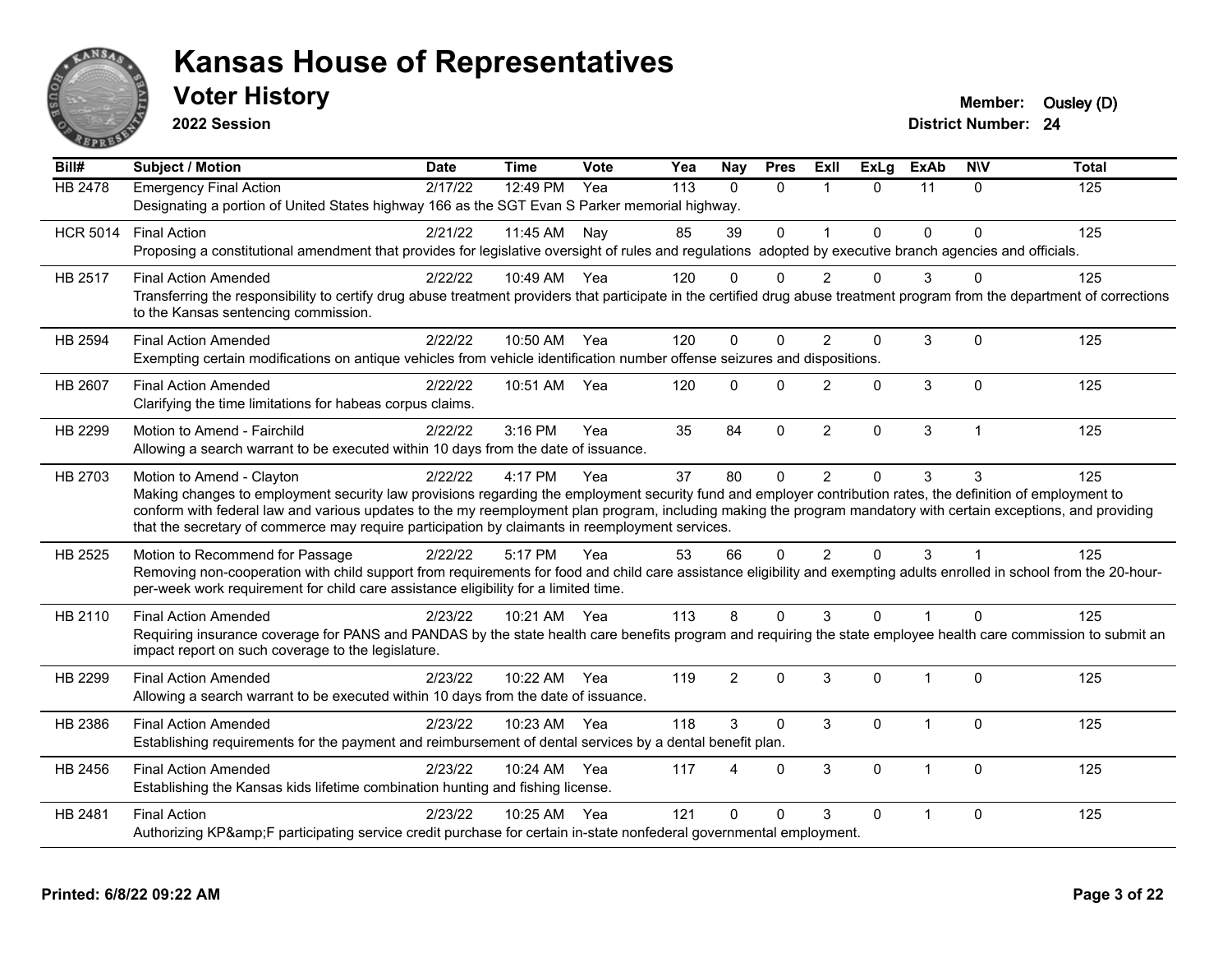# Kansas House of Representatives

## Voter History

**2022 Session**

**Member:** Ousley (D)
**District Number:** 24

| Bill# | Subject / Motion | Date | Time | Vote | Yea | Nay | Pres | ExII | ExLg | ExAb | N\V | Total |
|---|---|---|---|---|---|---|---|---|---|---|---|---|
| HB 2478 | Emergency Final Action<br>Designating a portion of United States highway 166 as the SGT Evan S Parker memorial highway. | 2/17/22 | 12:49 PM | Yea | 113 | 0 | 0 | 1 | 0 | 11 | 0 | 125 |
| HCR 5014 | Final Action<br>Proposing a constitutional amendment that provides for legislative oversight of rules and regulations adopted by executive branch agencies and officials. | 2/21/22 | 11:45 AM | Nay | 85 | 39 | 0 | 1 | 0 | 0 | 0 | 125 |
| HB 2517 | Final Action Amended<br>Transferring the responsibility to certify drug abuse treatment providers that participate in the certified drug abuse treatment program from the department of corrections to the Kansas sentencing commission. | 2/22/22 | 10:49 AM | Yea | 120 | 0 | 0 | 2 | 0 | 3 | 0 | 125 |
| HB 2594 | Final Action Amended<br>Exempting certain modifications on antique vehicles from vehicle identification number offense seizures and dispositions. | 2/22/22 | 10:50 AM | Yea | 120 | 0 | 0 | 2 | 0 | 3 | 0 | 125 |
| HB 2607 | Final Action Amended<br>Clarifying the time limitations for habeas corpus claims. | 2/22/22 | 10:51 AM | Yea | 120 | 0 | 0 | 2 | 0 | 3 | 0 | 125 |
| HB 2299 | Motion to Amend - Fairchild<br>Allowing a search warrant to be executed within 10 days from the date of issuance. | 2/22/22 | 3:16 PM | Yea | 35 | 84 | 0 | 2 | 0 | 3 | 1 | 125 |
| HB 2703 | Motion to Amend - Clayton<br>Making changes to employment security law provisions regarding the employment security fund and employer contribution rates, the definition of employment to conform with federal law and various updates to the my reemployment plan program, including making the program mandatory with certain exceptions, and providing that the secretary of commerce may require participation by claimants in reemployment services. | 2/22/22 | 4:17 PM | Yea | 37 | 80 | 0 | 2 | 0 | 3 | 3 | 125 |
| HB 2525 | Motion to Recommend for Passage<br>Removing non-cooperation with child support from requirements for food and child care assistance eligibility and exempting adults enrolled in school from the 20-hour-per-week work requirement for child care assistance eligibility for a limited time. | 2/22/22 | 5:17 PM | Yea | 53 | 66 | 0 | 2 | 0 | 3 | 1 | 125 |
| HB 2110 | Final Action Amended<br>Requiring insurance coverage for PANS and PANDAS by the state health care benefits program and requiring the state employee health care commission to submit an impact report on such coverage to the legislature. | 2/23/22 | 10:21 AM | Yea | 113 | 8 | 0 | 3 | 0 | 1 | 0 | 125 |
| HB 2299 | Final Action Amended<br>Allowing a search warrant to be executed within 10 days from the date of issuance. | 2/23/22 | 10:22 AM | Yea | 119 | 2 | 0 | 3 | 0 | 1 | 0 | 125 |
| HB 2386 | Final Action Amended<br>Establishing requirements for the payment and reimbursement of dental services by a dental benefit plan. | 2/23/22 | 10:23 AM | Yea | 118 | 3 | 0 | 3 | 0 | 1 | 0 | 125 |
| HB 2456 | Final Action Amended<br>Establishing the Kansas kids lifetime combination hunting and fishing license. | 2/23/22 | 10:24 AM | Yea | 117 | 4 | 0 | 3 | 0 | 1 | 0 | 125 |
| HB 2481 | Final Action<br>Authorizing KP&amp;F participating service credit purchase for certain in-state nonfederal governmental employment. | 2/23/22 | 10:25 AM | Yea | 121 | 0 | 0 | 3 | 0 | 1 | 0 | 125 |

**Printed: 6/8/22 09:22 AM**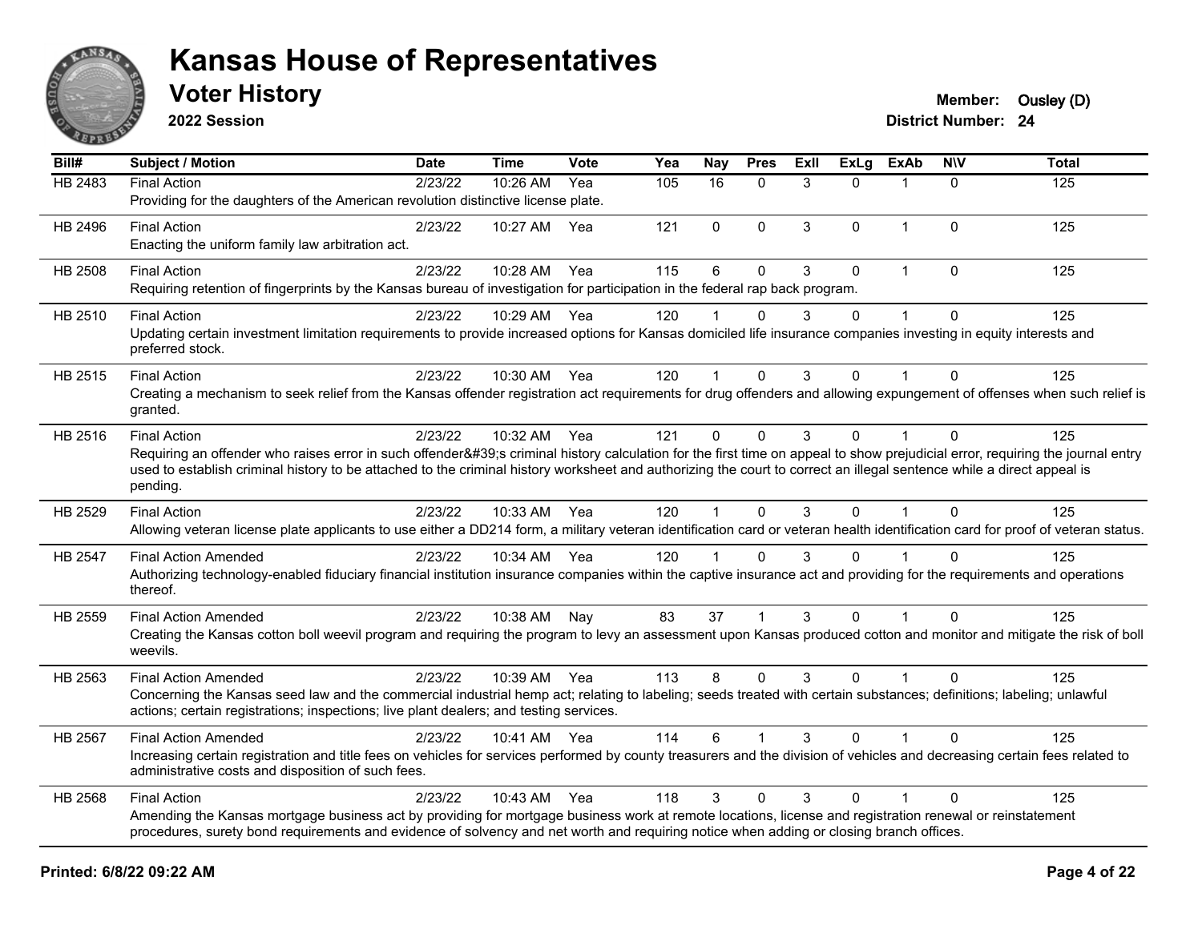# Kansas House of Representatives

## Voter History

**2022 Session**

**Member:** Ousley (D)
**District Number:** 24

| Bill# | Subject / Motion | Date | Time | Vote | Yea | Nay | Pres | ExII | ExLg | ExAb | N\V | Total |
|---|---|---|---|---|---|---|---|---|---|---|---|---|
| HB 2483 | Final Action | 2/23/22 | 10:26 AM | Yea | 105 | 16 | 0 | 3 | 0 | 1 | 0 | 125 |
| | Providing for the daughters of the American revolution distinctive license plate. | | | | | | | | | | | |
| HB 2496 | Final Action | 2/23/22 | 10:27 AM | Yea | 121 | 0 | 0 | 3 | 0 | 1 | 0 | 125 |
| | Enacting the uniform family law arbitration act. | | | | | | | | | | | |
| HB 2508 | Final Action | 2/23/22 | 10:28 AM | Yea | 115 | 6 | 0 | 3 | 0 | 1 | 0 | 125 |
| | Requiring retention of fingerprints by the Kansas bureau of investigation for participation in the federal rap back program. | | | | | | | | | | | |
| HB 2510 | Final Action | 2/23/22 | 10:29 AM | Yea | 120 | 1 | 0 | 3 | 0 | 1 | 0 | 125 |
| | Updating certain investment limitation requirements to provide increased options for Kansas domiciled life insurance companies investing in equity interests and preferred stock. | | | | | | | | | | | |
| HB 2515 | Final Action | 2/23/22 | 10:30 AM | Yea | 120 | 1 | 0 | 3 | 0 | 1 | 0 | 125 |
| | Creating a mechanism to seek relief from the Kansas offender registration act requirements for drug offenders and allowing expungement of offenses when such relief is granted. | | | | | | | | | | | |
| HB 2516 | Final Action | 2/23/22 | 10:32 AM | Yea | 121 | 0 | 0 | 3 | 0 | 1 | 0 | 125 |
| | Requiring an offender who raises error in such offender&#39;s criminal history calculation for the first time on appeal to show prejudicial error, requiring the journal entry used to establish criminal history to be attached to the criminal history worksheet and authorizing the court to correct an illegal sentence while a direct appeal is pending. | | | | | | | | | | | |
| HB 2529 | Final Action | 2/23/22 | 10:33 AM | Yea | 120 | 1 | 0 | 3 | 0 | 1 | 0 | 125 |
| | Allowing veteran license plate applicants to use either a DD214 form, a military veteran identification card or veteran health identification card for proof of veteran status. | | | | | | | | | | | |
| HB 2547 | Final Action Amended | 2/23/22 | 10:34 AM | Yea | 120 | 1 | 0 | 3 | 0 | 1 | 0 | 125 |
| | Authorizing technology-enabled fiduciary financial institution insurance companies within the captive insurance act and providing for the requirements and operations thereof. | | | | | | | | | | | |
| HB 2559 | Final Action Amended | 2/23/22 | 10:38 AM | Nay | 83 | 37 | 1 | 3 | 0 | 1 | 0 | 125 |
| | Creating the Kansas cotton boll weevil program and requiring the program to levy an assessment upon Kansas produced cotton and monitor and mitigate the risk of boll weevils. | | | | | | | | | | | |
| HB 2563 | Final Action Amended | 2/23/22 | 10:39 AM | Yea | 113 | 8 | 0 | 3 | 0 | 1 | 0 | 125 |
| | Concerning the Kansas seed law and the commercial industrial hemp act; relating to labeling; seeds treated with certain substances; definitions; labeling; unlawful actions; certain registrations; inspections; live plant dealers; and testing services. | | | | | | | | | | | |
| HB 2567 | Final Action Amended | 2/23/22 | 10:41 AM | Yea | 114 | 6 | 1 | 3 | 0 | 1 | 0 | 125 |
| | Increasing certain registration and title fees on vehicles for services performed by county treasurers and the division of vehicles and decreasing certain fees related to administrative costs and disposition of such fees. | | | | | | | | | | | |
| HB 2568 | Final Action | 2/23/22 | 10:43 AM | Yea | 118 | 3 | 0 | 3 | 0 | 1 | 0 | 125 |
| | Amending the Kansas mortgage business act by providing for mortgage business work at remote locations, license and registration renewal or reinstatement procedures, surety bond requirements and evidence of solvency and net worth and requiring notice when adding or closing branch offices. | | | | | | | | | | | |

Printed: 6/8/22 09:22 AM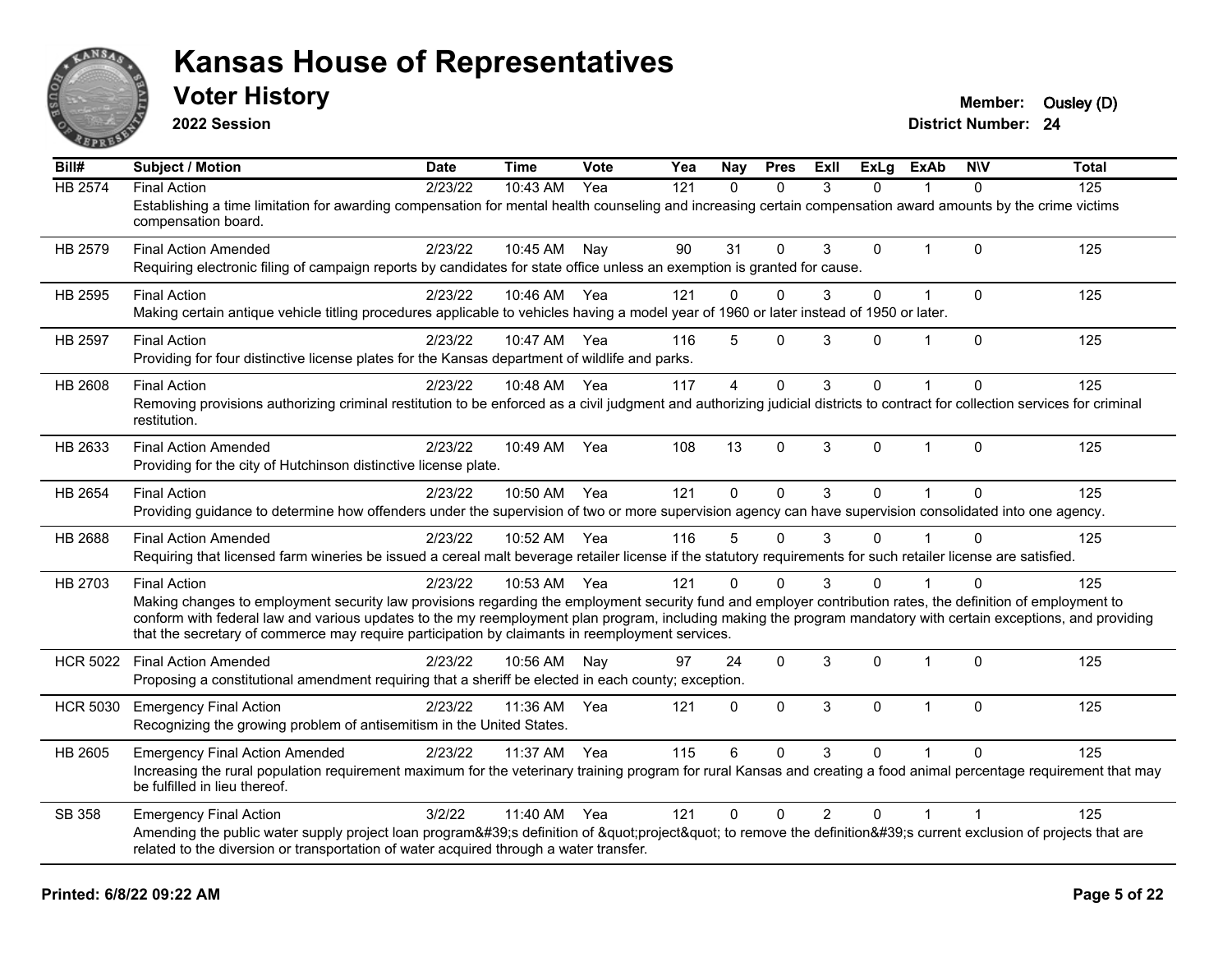# Kansas House of Representatives

## Voter History

**2022 Session**

**Member:** Ousley (D)
**District Number:** 24

| Bill# | Subject / Motion | Date | Time | Vote | Yea | Nay | Pres | ExII | ExLg | ExAb | N\V | Total |
|---|---|---|---|---|---|---|---|---|---|---|---|---|
| HB 2574 | Final Action | 2/23/22 | 10:43 AM | Yea | 121 | 0 | 0 | 3 | 0 | 1 | 0 | 125 |
| | Establishing a time limitation for awarding compensation for mental health counseling and increasing certain compensation award amounts by the crime victims compensation board. | | | | | | | | | | | |
| HB 2579 | Final Action Amended | 2/23/22 | 10:45 AM | Nay | 90 | 31 | 0 | 3 | 0 | 1 | 0 | 125 |
| | Requiring electronic filing of campaign reports by candidates for state office unless an exemption is granted for cause. | | | | | | | | | | | |
| HB 2595 | Final Action | 2/23/22 | 10:46 AM | Yea | 121 | 0 | 0 | 3 | 0 | 1 | 0 | 125 |
| | Making certain antique vehicle titling procedures applicable to vehicles having a model year of 1960 or later instead of 1950 or later. | | | | | | | | | | | |
| HB 2597 | Final Action | 2/23/22 | 10:47 AM | Yea | 116 | 5 | 0 | 3 | 0 | 1 | 0 | 125 |
| | Providing for four distinctive license plates for the Kansas department of wildlife and parks. | | | | | | | | | | | |
| HB 2608 | Final Action | 2/23/22 | 10:48 AM | Yea | 117 | 4 | 0 | 3 | 0 | 1 | 0 | 125 |
| | Removing provisions authorizing criminal restitution to be enforced as a civil judgment and authorizing judicial districts to contract for collection services for criminal restitution. | | | | | | | | | | | |
| HB 2633 | Final Action Amended | 2/23/22 | 10:49 AM | Yea | 108 | 13 | 0 | 3 | 0 | 1 | 0 | 125 |
| | Providing for the city of Hutchinson distinctive license plate. | | | | | | | | | | | |
| HB 2654 | Final Action | 2/23/22 | 10:50 AM | Yea | 121 | 0 | 0 | 3 | 0 | 1 | 0 | 125 |
| | Providing guidance to determine how offenders under the supervision of two or more supervision agency can have supervision consolidated into one agency. | | | | | | | | | | | |
| HB 2688 | Final Action Amended | 2/23/22 | 10:52 AM | Yea | 116 | 5 | 0 | 3 | 0 | 1 | 0 | 125 |
| | Requiring that licensed farm wineries be issued a cereal malt beverage retailer license if the statutory requirements for such retailer license are satisfied. | | | | | | | | | | | |
| HB 2703 | Final Action | 2/23/22 | 10:53 AM | Yea | 121 | 0 | 0 | 3 | 0 | 1 | 0 | 125 |
| | Making changes to employment security law provisions regarding the employment security fund and employer contribution rates, the definition of employment to conform with federal law and various updates to the my reemployment plan program, including making the program mandatory with certain exceptions, and providing that the secretary of commerce may require participation by claimants in reemployment services. | | | | | | | | | | | |
| HCR 5022 | Final Action Amended | 2/23/22 | 10:56 AM | Nay | 97 | 24 | 0 | 3 | 0 | 1 | 0 | 125 |
| | Proposing a constitutional amendment requiring that a sheriff be elected in each county; exception. | | | | | | | | | | | |
| HCR 5030 | Emergency Final Action | 2/23/22 | 11:36 AM | Yea | 121 | 0 | 0 | 3 | 0 | 1 | 0 | 125 |
| | Recognizing the growing problem of antisemitism in the United States. | | | | | | | | | | | |
| HB 2605 | Emergency Final Action Amended | 2/23/22 | 11:37 AM | Yea | 115 | 6 | 0 | 3 | 0 | 1 | 0 | 125 |
| | Increasing the rural population requirement maximum for the veterinary training program for rural Kansas and creating a food animal percentage requirement that may be fulfilled in lieu thereof. | | | | | | | | | | | |
| SB 358 | Emergency Final Action | 3/2/22 | 11:40 AM | Yea | 121 | 0 | 0 | 2 | 0 | 1 | 1 | 125 |
| | Amending the public water supply project loan program&#39;s definition of &quot;project&quot; to remove the definition&#39;s current exclusion of projects that are related to the diversion or transportation of water acquired through a water transfer. | | | | | | | | | | | |

**Printed: 6/8/22 09:22 AM**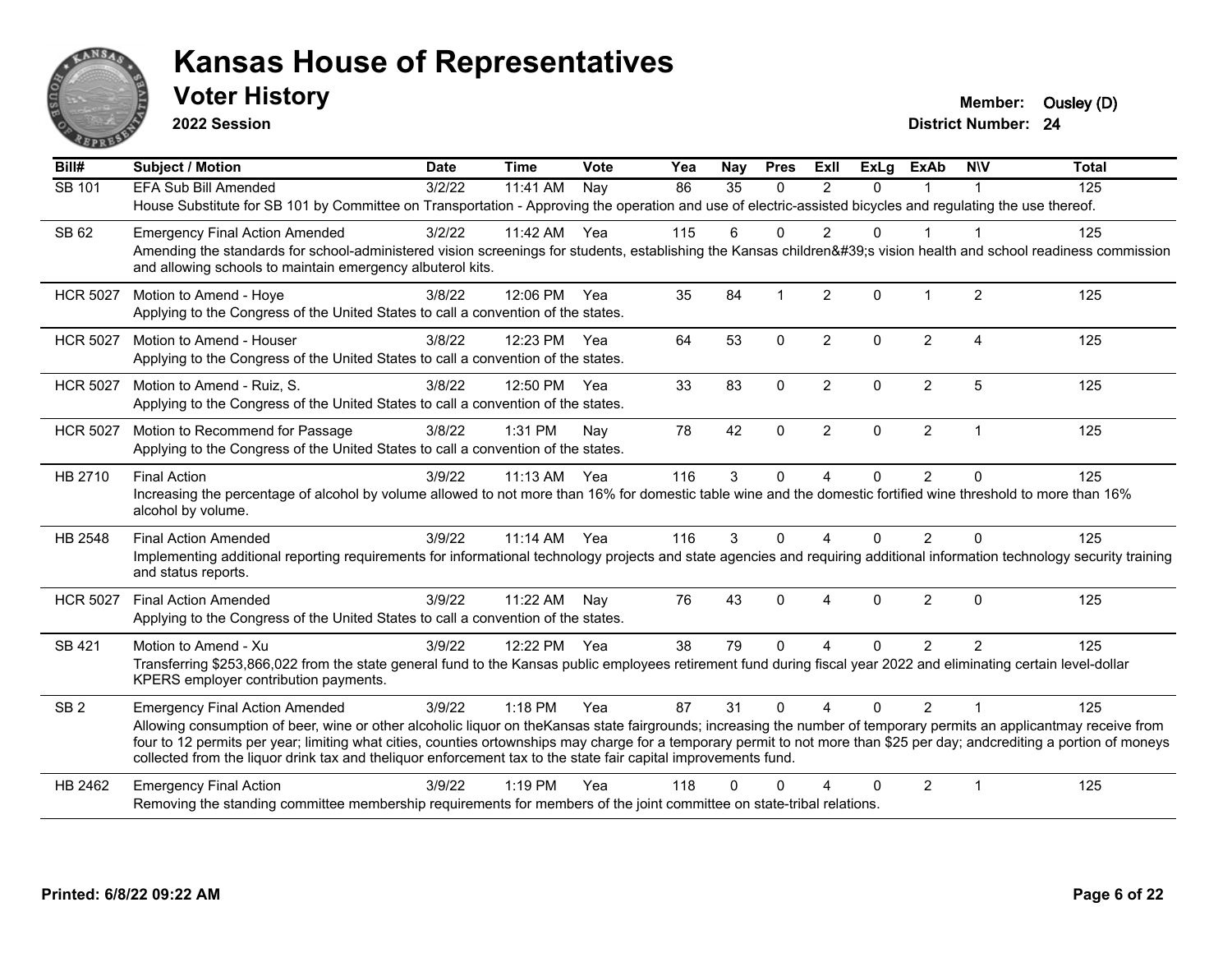# Kansas House of Representatives

## Voter History

**2022 Session**

**Member:** Ousley (D)
**District Number:** 24

| Bill# | Subject / Motion | Date | Time | Vote | Yea | Nay | Pres | ExII | ExLg | ExAb | N\V | Total |
|---|---|---|---|---|---|---|---|---|---|---|---|---|
| SB 101 | EFA Sub Bill Amended | 3/2/22 | 11:41 AM | Nay | 86 | 35 | 0 | 2 | 0 | 1 | 1 | 125 |
| | House Substitute for SB 101 by Committee on Transportation - Approving the operation and use of electric-assisted bicycles and regulating the use thereof. | | | | | | | | | | | |
| SB 62 | Emergency Final Action Amended | 3/2/22 | 11:42 AM | Yea | 115 | 6 | 0 | 2 | 0 | 1 | 1 | 125 |
| | Amending the standards for school-administered vision screenings for students, establishing the Kansas children&#39;s vision health and school readiness commission and allowing schools to maintain emergency albuterol kits. | | | | | | | | | | | |
| HCR 5027 | Motion to Amend - Hoye | 3/8/22 | 12:06 PM | Yea | 35 | 84 | 1 | 2 | 0 | 1 | 2 | 125 |
| | Applying to the Congress of the United States to call a convention of the states. | | | | | | | | | | | |
| HCR 5027 | Motion to Amend - Houser | 3/8/22 | 12:23 PM | Yea | 64 | 53 | 0 | 2 | 0 | 2 | 4 | 125 |
| | Applying to the Congress of the United States to call a convention of the states. | | | | | | | | | | | |
| HCR 5027 | Motion to Amend - Ruiz, S. | 3/8/22 | 12:50 PM | Yea | 33 | 83 | 0 | 2 | 0 | 2 | 5 | 125 |
| | Applying to the Congress of the United States to call a convention of the states. | | | | | | | | | | | |
| HCR 5027 | Motion to Recommend for Passage | 3/8/22 | 1:31 PM | Nay | 78 | 42 | 0 | 2 | 0 | 2 | 1 | 125 |
| | Applying to the Congress of the United States to call a convention of the states. | | | | | | | | | | | |
| HB 2710 | Final Action | 3/9/22 | 11:13 AM | Yea | 116 | 3 | 0 | 4 | 0 | 2 | 0 | 125 |
| | Increasing the percentage of alcohol by volume allowed to not more than 16% for domestic table wine and the domestic fortified wine threshold to more than 16% alcohol by volume. | | | | | | | | | | | |
| HB 2548 | Final Action Amended | 3/9/22 | 11:14 AM | Yea | 116 | 3 | 0 | 4 | 0 | 2 | 0 | 125 |
| | Implementing additional reporting requirements for informational technology projects and state agencies and requiring additional information technology security training and status reports. | | | | | | | | | | | |
| HCR 5027 | Final Action Amended | 3/9/22 | 11:22 AM | Nay | 76 | 43 | 0 | 4 | 0 | 2 | 0 | 125 |
| | Applying to the Congress of the United States to call a convention of the states. | | | | | | | | | | | |
| SB 421 | Motion to Amend - Xu | 3/9/22 | 12:22 PM | Yea | 38 | 79 | 0 | 4 | 0 | 2 | 2 | 125 |
| | Transferring $253,866,022 from the state general fund to the Kansas public employees retirement fund during fiscal year 2022 and eliminating certain level-dollar KPERS employer contribution payments. | | | | | | | | | | | |
| SB 2 | Emergency Final Action Amended | 3/9/22 | 1:18 PM | Yea | 87 | 31 | 0 | 4 | 0 | 2 | 1 | 125 |
| | Allowing consumption of beer, wine or other alcoholic liquor on theKansas state fairgrounds; increasing the number of temporary permits an applicantmay receive from four to 12 permits per year; limiting what cities, counties ortownships may charge for a temporary permit to not more than $25 per day; andcrediting a portion of moneys collected from the liquor drink tax and theliquor enforcement tax to the state fair capital improvements fund. | | | | | | | | | | | |
| HB 2462 | Emergency Final Action | 3/9/22 | 1:19 PM | Yea | 118 | 0 | 0 | 4 | 0 | 2 | 1 | 125 |
| | Removing the standing committee membership requirements for members of the joint committee on state-tribal relations. | | | | | | | | | | | |

**Printed: 6/8/22 09:22 AM**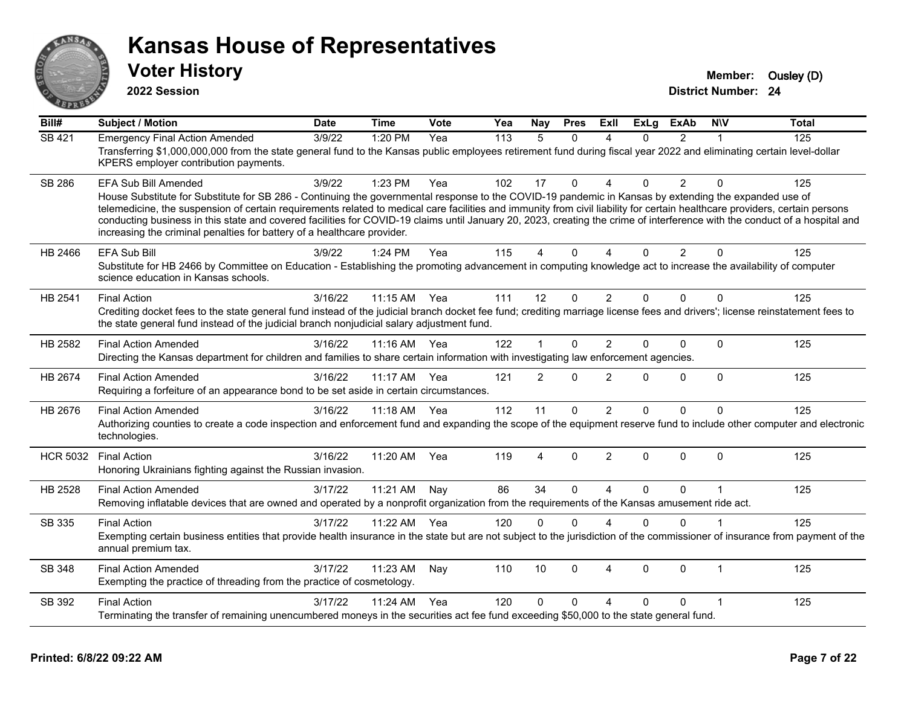# Kansas House of Representatives

## Voter History

**2022 Session**

**Member:** Ousley (D)
**District Number:** 24

| Bill# | Subject / Motion | Date | Time | Vote | Yea | Nay | Pres | ExII | ExLg | ExAb | N\V | Total |
|---|---|---|---|---|---|---|---|---|---|---|---|---|
| SB 421 | Emergency Final Action Amended | 3/9/22 | 1:20 PM | Yea | 113 | 5 | 0 | 4 | 0 | 2 | 1 | 125 |
| | Transferring $1,000,000,000 from the state general fund to the Kansas public employees retirement fund during fiscal year 2022 and eliminating certain level-dollar KPERS employer contribution payments. | | | | | | | | | | | |
| SB 286 | EFA Sub Bill Amended | 3/9/22 | 1:23 PM | Yea | 102 | 17 | 0 | 4 | 0 | 2 | 0 | 125 |
| | House Substitute for Substitute for SB 286 - Continuing the governmental response to the COVID-19 pandemic in Kansas by extending the expanded use of telemedicine, the suspension of certain requirements related to medical care facilities and immunity from civil liability for certain healthcare providers, certain persons conducting business in this state and covered facilities for COVID-19 claims until January 20, 2023, creating the crime of interference with the conduct of a hospital and increasing the criminal penalties for battery of a healthcare provider. | | | | | | | | | | | |
| HB 2466 | EFA Sub Bill | 3/9/22 | 1:24 PM | Yea | 115 | 4 | 0 | 4 | 0 | 2 | 0 | 125 |
| | Substitute for HB 2466 by Committee on Education - Establishing the promoting advancement in computing knowledge act to increase the availability of computer science education in Kansas schools. | | | | | | | | | | | |
| HB 2541 | Final Action | 3/16/22 | 11:15 AM | Yea | 111 | 12 | 0 | 2 | 0 | 0 | 0 | 125 |
| | Crediting docket fees to the state general fund instead of the judicial branch docket fee fund; crediting marriage license fees and drivers'; license reinstatement fees to the state general fund instead of the judicial branch nonjudicial salary adjustment fund. | | | | | | | | | | | |
| HB 2582 | Final Action Amended | 3/16/22 | 11:16 AM | Yea | 122 | 1 | 0 | 2 | 0 | 0 | 0 | 125 |
| | Directing the Kansas department for children and families to share certain information with investigating law enforcement agencies. | | | | | | | | | | | |
| HB 2674 | Final Action Amended | 3/16/22 | 11:17 AM | Yea | 121 | 2 | 0 | 2 | 0 | 0 | 0 | 125 |
| | Requiring a forfeiture of an appearance bond to be set aside in certain circumstances. | | | | | | | | | | | |
| HB 2676 | Final Action Amended | 3/16/22 | 11:18 AM | Yea | 112 | 11 | 0 | 2 | 0 | 0 | 0 | 125 |
| | Authorizing counties to create a code inspection and enforcement fund and expanding the scope of the equipment reserve fund to include other computer and electronic technologies. | | | | | | | | | | | |
| HCR 5032 | Final Action | 3/16/22 | 11:20 AM | Yea | 119 | 4 | 0 | 2 | 0 | 0 | 0 | 125 |
| | Honoring Ukrainians fighting against the Russian invasion. | | | | | | | | | | | |
| HB 2528 | Final Action Amended | 3/17/22 | 11:21 AM | Nay | 86 | 34 | 0 | 4 | 0 | 0 | 1 | 125 |
| | Removing inflatable devices that are owned and operated by a nonprofit organization from the requirements of the Kansas amusement ride act. | | | | | | | | | | | |
| SB 335 | Final Action | 3/17/22 | 11:22 AM | Yea | 120 | 0 | 0 | 4 | 0 | 0 | 1 | 125 |
| | Exempting certain business entities that provide health insurance in the state but are not subject to the jurisdiction of the commissioner of insurance from payment of the annual premium tax. | | | | | | | | | | | |
| SB 348 | Final Action Amended | 3/17/22 | 11:23 AM | Nay | 110 | 10 | 0 | 4 | 0 | 0 | 1 | 125 |
| | Exempting the practice of threading from the practice of cosmetology. | | | | | | | | | | | |
| SB 392 | Final Action | 3/17/22 | 11:24 AM | Yea | 120 | 0 | 0 | 4 | 0 | 0 | 1 | 125 |
| | Terminating the transfer of remaining unencumbered moneys in the securities act fee fund exceeding $50,000 to the state general fund. | | | | | | | | | | | |

**Printed: 6/8/22 09:22 AM**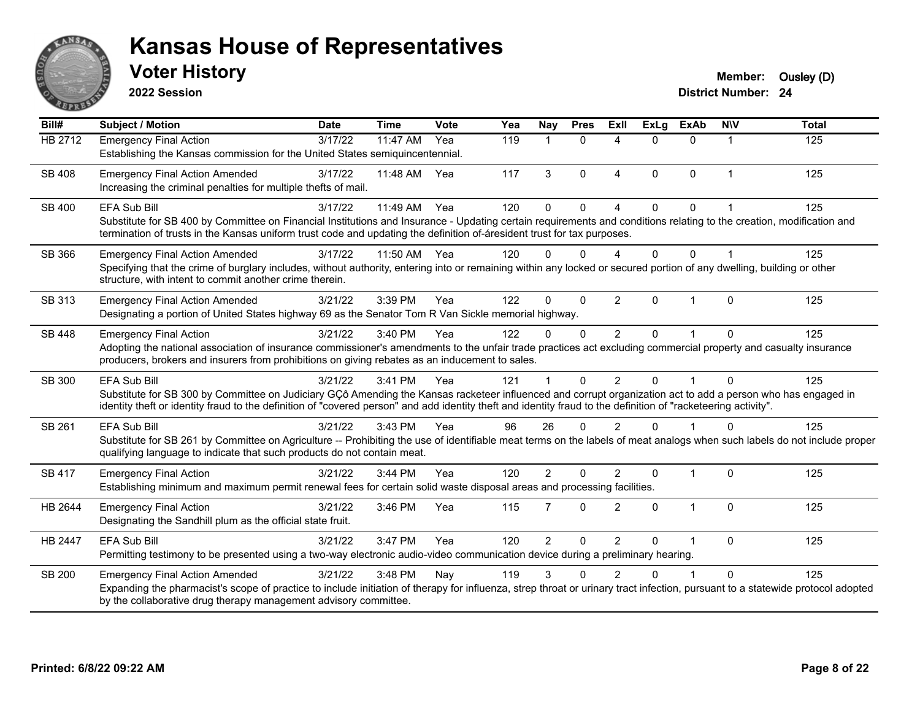# Kansas House of Representatives

## Voter History

**2022 Session**

**Member:** Ousley (D)
**District Number:** 24

| Bill# | Subject / Motion | Date | Time | Vote | Yea | Nay | Pres | ExII | ExLg | ExAb | N\V | Total |
|---|---|---|---|---|---|---|---|---|---|---|---|---|
| HB 2712 | Emergency Final Action<br>Establishing the Kansas commission for the United States semiquincentennial. | 3/17/22 | 11:47 AM | Yea | 119 | 1 | 0 | 4 | 0 | 0 | 1 | 125 |
| SB 408 | Emergency Final Action Amended<br>Increasing the criminal penalties for multiple thefts of mail. | 3/17/22 | 11:48 AM | Yea | 117 | 3 | 0 | 4 | 0 | 0 | 1 | 125 |
| SB 400 | EFA Sub Bill<br>Substitute for SB 400 by Committee on Financial Institutions and Insurance - Updating certain requirements and conditions relating to the creation, modification and termination of trusts in the Kansas uniform trust code and updating the definition of-áresident trust for tax purposes. | 3/17/22 | 11:49 AM | Yea | 120 | 0 | 0 | 4 | 0 | 0 | 1 | 125 |
| SB 366 | Emergency Final Action Amended<br>Specifying that the crime of burglary includes, without authority, entering into or remaining within any locked or secured portion of any dwelling, building or other structure, with intent to commit another crime therein. | 3/17/22 | 11:50 AM | Yea | 120 | 0 | 0 | 4 | 0 | 0 | 1 | 125 |
| SB 313 | Emergency Final Action Amended<br>Designating a portion of United States highway 69 as the Senator Tom R Van Sickle memorial highway. | 3/21/22 | 3:39 PM | Yea | 122 | 0 | 0 | 2 | 0 | 1 | 0 | 125 |
| SB 448 | Emergency Final Action<br>Adopting the national association of insurance commissioner's amendments to the unfair trade practices act excluding commercial property and casualty insurance producers, brokers and insurers from prohibitions on giving rebates as an inducement to sales. | 3/21/22 | 3:40 PM | Yea | 122 | 0 | 0 | 2 | 0 | 1 | 0 | 125 |
| SB 300 | EFA Sub Bill<br>Substitute for SB 300 by Committee on Judiciary GÇô Amending the Kansas racketeer influenced and corrupt organization act to add a person who has engaged in identity theft or identity fraud to the definition of "covered person" and add identity theft and identity fraud to the definition of "racketeering activity". | 3/21/22 | 3:41 PM | Yea | 121 | 1 | 0 | 2 | 0 | 1 | 0 | 125 |
| SB 261 | EFA Sub Bill<br>Substitute for SB 261 by Committee on Agriculture -- Prohibiting the use of identifiable meat terms on the labels of meat analogs when such labels do not include proper qualifying language to indicate that such products do not contain meat. | 3/21/22 | 3:43 PM | Yea | 96 | 26 | 0 | 2 | 0 | 1 | 0 | 125 |
| SB 417 | Emergency Final Action<br>Establishing minimum and maximum permit renewal fees for certain solid waste disposal areas and processing facilities. | 3/21/22 | 3:44 PM | Yea | 120 | 2 | 0 | 2 | 0 | 1 | 0 | 125 |
| HB 2644 | Emergency Final Action<br>Designating the Sandhill plum as the official state fruit. | 3/21/22 | 3:46 PM | Yea | 115 | 7 | 0 | 2 | 0 | 1 | 0 | 125 |
| HB 2447 | EFA Sub Bill<br>Permitting testimony to be presented using a two-way electronic audio-video communication device during a preliminary hearing. | 3/21/22 | 3:47 PM | Yea | 120 | 2 | 0 | 2 | 0 | 1 | 0 | 125 |
| SB 200 | Emergency Final Action Amended<br>Expanding the pharmacist's scope of practice to include initiation of therapy for influenza, strep throat or urinary tract infection, pursuant to a statewide protocol adopted by the collaborative drug therapy management advisory committee. | 3/21/22 | 3:48 PM | Nay | 119 | 3 | 0 | 2 | 0 | 1 | 0 | 125 |

**Printed: 6/8/22 09:22 AM**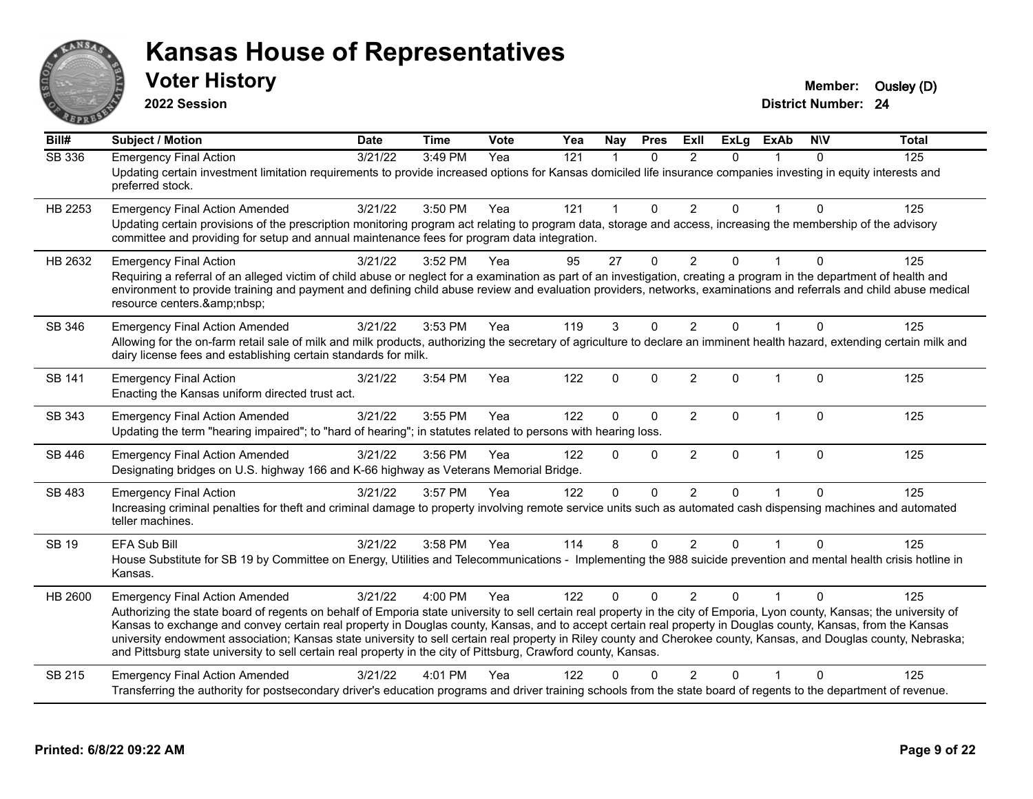# Kansas House of Representatives

## Voter History

**2022 Session**

**Member:** Ousley (D)
**District Number:** 24

| Bill# | Subject / Motion | Date | Time | Vote | Yea | Nay | Pres | ExII | ExLg | ExAb | N\V | Total |
|---|---|---|---|---|---|---|---|---|---|---|---|---|
| SB 336 | Emergency Final Action | 3/21/22 | 3:49 PM | Yea | 121 | 1 | 0 | 2 | 0 | 1 | 0 | 125 |
| | Updating certain investment limitation requirements to provide increased options for Kansas domiciled life insurance companies investing in equity interests and preferred stock. | | | | | | | | | | | |
| HB 2253 | Emergency Final Action Amended | 3/21/22 | 3:50 PM | Yea | 121 | 1 | 0 | 2 | 0 | 1 | 0 | 125 |
| | Updating certain provisions of the prescription monitoring program act relating to program data, storage and access, increasing the membership of the advisory committee and providing for setup and annual maintenance fees for program data integration. | | | | | | | | | | | |
| HB 2632 | Emergency Final Action | 3/21/22 | 3:52 PM | Yea | 95 | 27 | 0 | 2 | 0 | 1 | 0 | 125 |
| | Requiring a referral of an alleged victim of child abuse or neglect for a examination as part of an investigation, creating a program in the department of health and environment to provide training and payment and defining child abuse review and evaluation providers, networks, examinations and referrals and child abuse medical resource centers.&amp;nbsp; | | | | | | | | | | | |
| SB 346 | Emergency Final Action Amended | 3/21/22 | 3:53 PM | Yea | 119 | 3 | 0 | 2 | 0 | 1 | 0 | 125 |
| | Allowing for the on-farm retail sale of milk and milk products, authorizing the secretary of agriculture to declare an imminent health hazard, extending certain milk and dairy license fees and establishing certain standards for milk. | | | | | | | | | | | |
| SB 141 | Emergency Final Action | 3/21/22 | 3:54 PM | Yea | 122 | 0 | 0 | 2 | 0 | 1 | 0 | 125 |
| | Enacting the Kansas uniform directed trust act. | | | | | | | | | | | |
| SB 343 | Emergency Final Action Amended | 3/21/22 | 3:55 PM | Yea | 122 | 0 | 0 | 2 | 0 | 1 | 0 | 125 |
| | Updating the term "hearing impaired"; to "hard of hearing"; in statutes related to persons with hearing loss. | | | | | | | | | | | |
| SB 446 | Emergency Final Action Amended | 3/21/22 | 3:56 PM | Yea | 122 | 0 | 0 | 2 | 0 | 1 | 0 | 125 |
| | Designating bridges on U.S. highway 166 and K-66 highway as Veterans Memorial Bridge. | | | | | | | | | | | |
| SB 483 | Emergency Final Action | 3/21/22 | 3:57 PM | Yea | 122 | 0 | 0 | 2 | 0 | 1 | 0 | 125 |
| | Increasing criminal penalties for theft and criminal damage to property involving remote service units such as automated cash dispensing machines and automated teller machines. | | | | | | | | | | | |
| SB 19 | EFA Sub Bill | 3/21/22 | 3:58 PM | Yea | 114 | 8 | 0 | 2 | 0 | 1 | 0 | 125 |
| | House Substitute for SB 19 by Committee on Energy, Utilities and Telecommunications - Implementing the 988 suicide prevention and mental health crisis hotline in Kansas. | | | | | | | | | | | |
| HB 2600 | Emergency Final Action Amended | 3/21/22 | 4:00 PM | Yea | 122 | 0 | 0 | 2 | 0 | 1 | 0 | 125 |
| | Authorizing the state board of regents on behalf of Emporia state university to sell certain real property in the city of Emporia, Lyon county, Kansas; the university of Kansas to exchange and convey certain real property in Douglas county, Kansas, and to accept certain real property in Douglas county, Kansas, from the Kansas university endowment association; Kansas state university to sell certain real property in Riley county and Cherokee county, Kansas, and Douglas county, Nebraska; and Pittsburg state university to sell certain real property in the city of Pittsburg, Crawford county, Kansas. | | | | | | | | | | | |
| SB 215 | Emergency Final Action Amended | 3/21/22 | 4:01 PM | Yea | 122 | 0 | 0 | 2 | 0 | 1 | 0 | 125 |
| | Transferring the authority for postsecondary driver's education programs and driver training schools from the state board of regents to the department of revenue. | | | | | | | | | | | |

**Printed: 6/8/22 09:22 AM**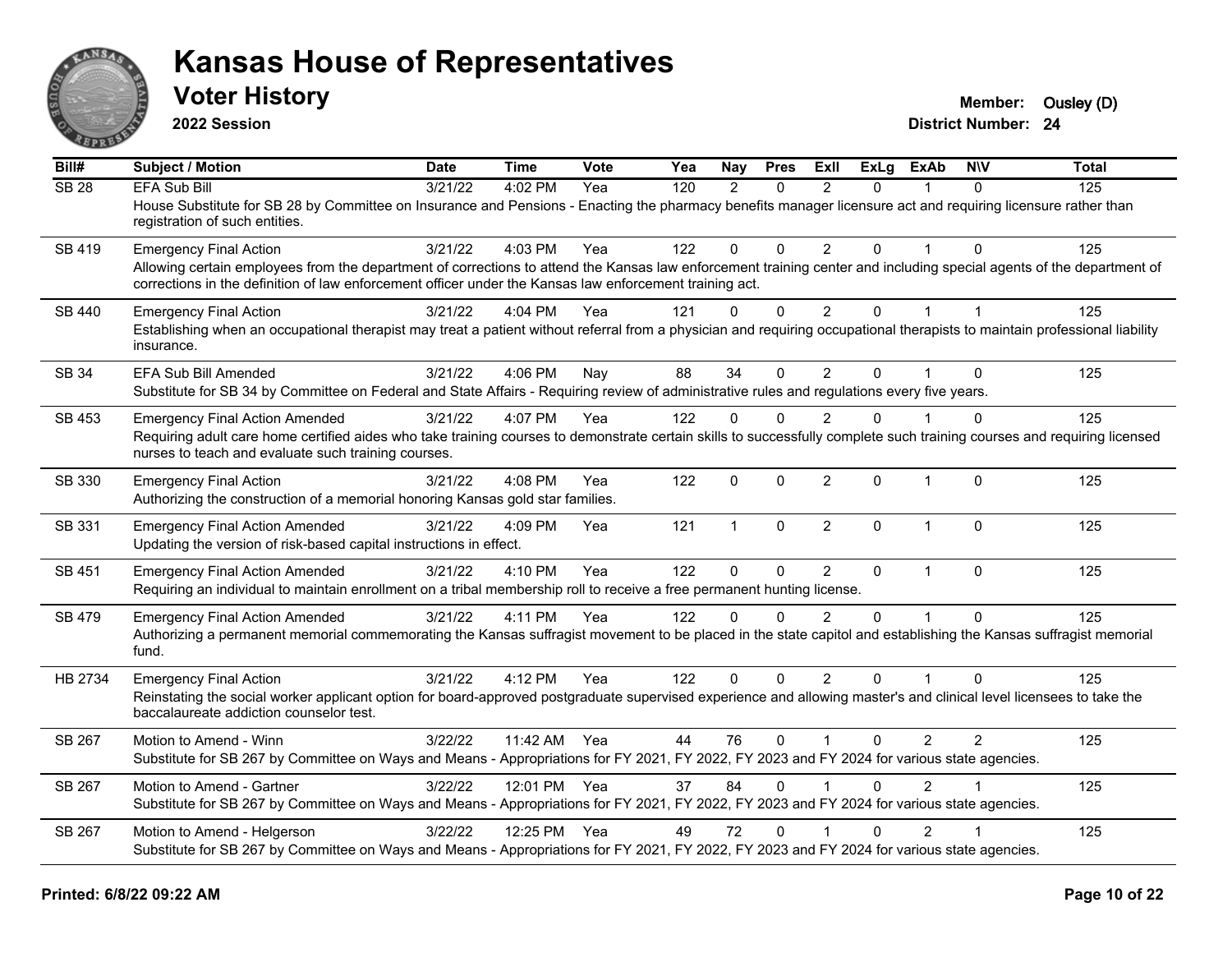# Kansas House of Representatives

## Voter History

**2022 Session**

**Member:** Ousley (D)
**District Number:** 24

| Bill# | Subject / Motion | Date | Time | Vote | Yea | Nay | Pres | ExII | ExLg | ExAb | N\V | Total |
|---|---|---|---|---|---|---|---|---|---|---|---|---|
| SB 28 | EFA Sub Bill | 3/21/22 | 4:02 PM | Yea | 120 | 2 | 0 | 2 | 0 | 1 | 0 | 125 |
| | House Substitute for SB 28 by Committee on Insurance and Pensions - Enacting the pharmacy benefits manager licensure act and requiring licensure rather than registration of such entities. | | | | | | | | | | | |
| SB 419 | Emergency Final Action | 3/21/22 | 4:03 PM | Yea | 122 | 0 | 0 | 2 | 0 | 1 | 0 | 125 |
| | Allowing certain employees from the department of corrections to attend the Kansas law enforcement training center and including special agents of the department of corrections in the definition of law enforcement officer under the Kansas law enforcement training act. | | | | | | | | | | | |
| SB 440 | Emergency Final Action | 3/21/22 | 4:04 PM | Yea | 121 | 0 | 0 | 2 | 0 | 1 | 1 | 125 |
| | Establishing when an occupational therapist may treat a patient without referral from a physician and requiring occupational therapists to maintain professional liability insurance. | | | | | | | | | | | |
| SB 34 | EFA Sub Bill Amended | 3/21/22 | 4:06 PM | Nay | 88 | 34 | 0 | 2 | 0 | 1 | 0 | 125 |
| | Substitute for SB 34 by Committee on Federal and State Affairs - Requiring review of administrative rules and regulations every five years. | | | | | | | | | | | |
| SB 453 | Emergency Final Action Amended | 3/21/22 | 4:07 PM | Yea | 122 | 0 | 0 | 2 | 0 | 1 | 0 | 125 |
| | Requiring adult care home certified aides who take training courses to demonstrate certain skills to successfully complete such training courses and requiring licensed nurses to teach and evaluate such training courses. | | | | | | | | | | | |
| SB 330 | Emergency Final Action | 3/21/22 | 4:08 PM | Yea | 122 | 0 | 0 | 2 | 0 | 1 | 0 | 125 |
| | Authorizing the construction of a memorial honoring Kansas gold star families. | | | | | | | | | | | |
| SB 331 | Emergency Final Action Amended | 3/21/22 | 4:09 PM | Yea | 121 | 1 | 0 | 2 | 0 | 1 | 0 | 125 |
| | Updating the version of risk-based capital instructions in effect. | | | | | | | | | | | |
| SB 451 | Emergency Final Action Amended | 3/21/22 | 4:10 PM | Yea | 122 | 0 | 0 | 2 | 0 | 1 | 0 | 125 |
| | Requiring an individual to maintain enrollment on a tribal membership roll to receive a free permanent hunting license. | | | | | | | | | | | |
| SB 479 | Emergency Final Action Amended | 3/21/22 | 4:11 PM | Yea | 122 | 0 | 0 | 2 | 0 | 1 | 0 | 125 |
| | Authorizing a permanent memorial commemorating the Kansas suffragist movement to be placed in the state capitol and establishing the Kansas suffragist memorial fund. | | | | | | | | | | | |
| HB 2734 | Emergency Final Action | 3/21/22 | 4:12 PM | Yea | 122 | 0 | 0 | 2 | 0 | 1 | 0 | 125 |
| | Reinstating the social worker applicant option for board-approved postgraduate supervised experience and allowing master's and clinical level licensees to take the baccalaureate addiction counselor test. | | | | | | | | | | | |
| SB 267 | Motion to Amend - Winn | 3/22/22 | 11:42 AM | Yea | 44 | 76 | 0 | 1 | 0 | 2 | 2 | 125 |
| | Substitute for SB 267 by Committee on Ways and Means - Appropriations for FY 2021, FY 2022, FY 2023 and FY 2024 for various state agencies. | | | | | | | | | | | |
| SB 267 | Motion to Amend - Gartner | 3/22/22 | 12:01 PM | Yea | 37 | 84 | 0 | 1 | 0 | 2 | 1 | 125 |
| | Substitute for SB 267 by Committee on Ways and Means - Appropriations for FY 2021, FY 2022, FY 2023 and FY 2024 for various state agencies. | | | | | | | | | | | |
| SB 267 | Motion to Amend - Helgerson | 3/22/22 | 12:25 PM | Yea | 49 | 72 | 0 | 1 | 0 | 2 | 1 | 125 |
| | Substitute for SB 267 by Committee on Ways and Means - Appropriations for FY 2021, FY 2022, FY 2023 and FY 2024 for various state agencies. | | | | | | | | | | | |

**Printed: 6/8/22 09:22 AM**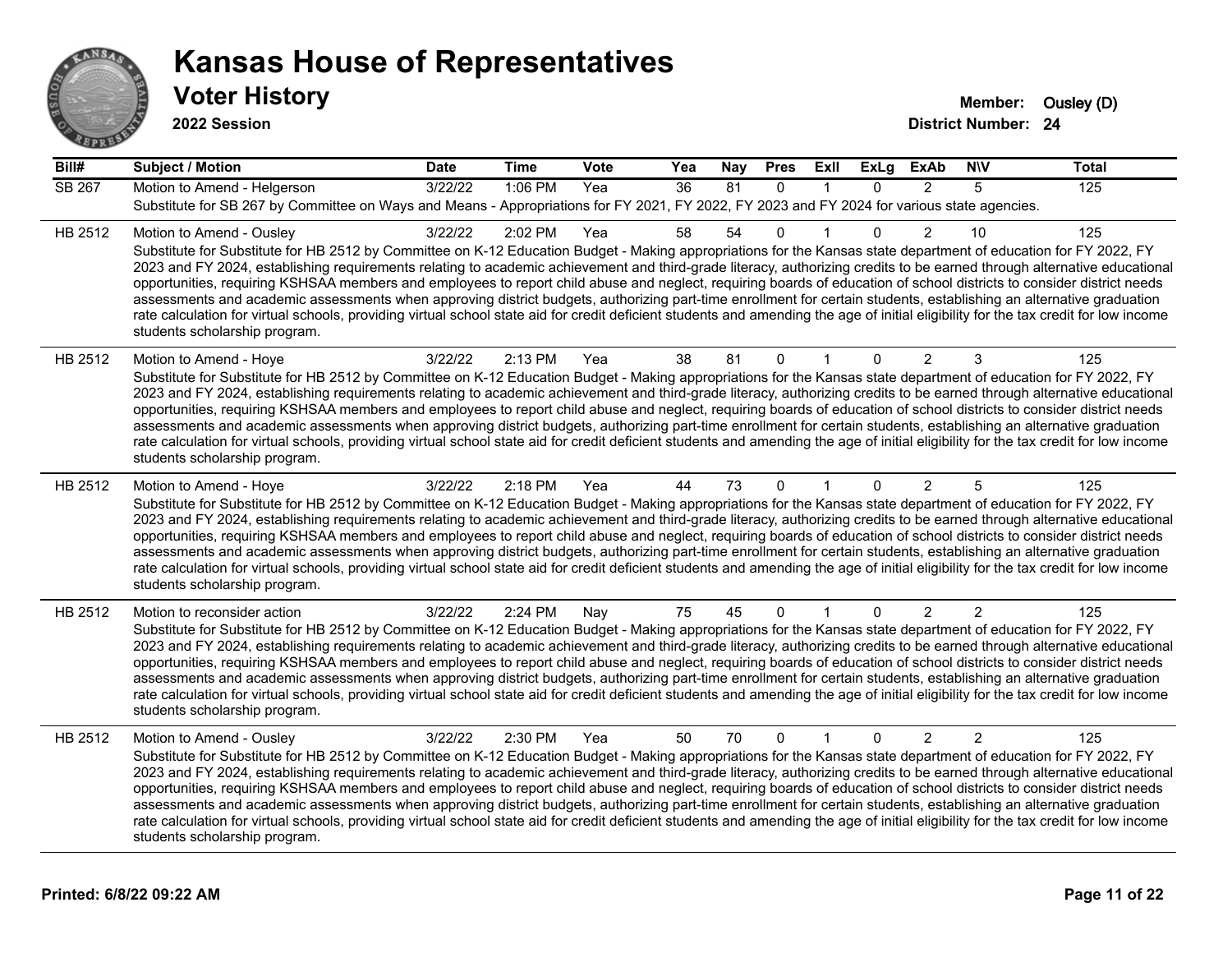# Kansas House of Representatives

## Voter History

**2022 Session**

**Member:** Ousley (D)
**District Number:** 24

| Bill# | Subject / Motion | Date | Time | Vote | Yea | Nay | Pres | ExII | ExLg | ExAb | N\V | Total |
|---|---|---|---|---|---|---|---|---|---|---|---|---|
| SB 267 | Motion to Amend - Helgerson | 3/22/22 | 1:06 PM | Yea | 36 | 81 | 0 | 1 | 0 | 2 | 5 | 125 |
| | Substitute for SB 267 by Committee on Ways and Means - Appropriations for FY 2021, FY 2022, FY 2023 and FY 2024 for various state agencies. | | | | | | | | | | | |
| HB 2512 | Motion to Amend - Ousley | 3/22/22 | 2:02 PM | Yea | 58 | 54 | 0 | 1 | 0 | 2 | 10 | 125 |
| | Substitute for Substitute for HB 2512 by Committee on K-12 Education Budget - Making appropriations for the Kansas state department of education for FY 2022, FY 2023 and FY 2024, establishing requirements relating to academic achievement and third-grade literacy, authorizing credits to be earned through alternative educational opportunities, requiring KSHSAA members and employees to report child abuse and neglect, requiring boards of education of school districts to consider district needs assessments and academic assessments when approving district budgets, authorizing part-time enrollment for certain students, establishing an alternative graduation rate calculation for virtual schools, providing virtual school state aid for credit deficient students and amending the age of initial eligibility for the tax credit for low income students scholarship program. | | | | | | | | | | | |
| HB 2512 | Motion to Amend - Hoye | 3/22/22 | 2:13 PM | Yea | 38 | 81 | 0 | 1 | 0 | 2 | 3 | 125 |
| | Substitute for Substitute for HB 2512 by Committee on K-12 Education Budget - Making appropriations for the Kansas state department of education for FY 2022, FY 2023 and FY 2024, establishing requirements relating to academic achievement and third-grade literacy, authorizing credits to be earned through alternative educational opportunities, requiring KSHSAA members and employees to report child abuse and neglect, requiring boards of education of school districts to consider district needs assessments and academic assessments when approving district budgets, authorizing part-time enrollment for certain students, establishing an alternative graduation rate calculation for virtual schools, providing virtual school state aid for credit deficient students and amending the age of initial eligibility for the tax credit for low income students scholarship program. | | | | | | | | | | | |
| HB 2512 | Motion to Amend - Hoye | 3/22/22 | 2:18 PM | Yea | 44 | 73 | 0 | 1 | 0 | 2 | 5 | 125 |
| | Substitute for Substitute for HB 2512 by Committee on K-12 Education Budget - Making appropriations for the Kansas state department of education for FY 2022, FY 2023 and FY 2024, establishing requirements relating to academic achievement and third-grade literacy, authorizing credits to be earned through alternative educational opportunities, requiring KSHSAA members and employees to report child abuse and neglect, requiring boards of education of school districts to consider district needs assessments and academic assessments when approving district budgets, authorizing part-time enrollment for certain students, establishing an alternative graduation rate calculation for virtual schools, providing virtual school state aid for credit deficient students and amending the age of initial eligibility for the tax credit for low income students scholarship program. | | | | | | | | | | | |
| HB 2512 | Motion to reconsider action | 3/22/22 | 2:24 PM | Nay | 75 | 45 | 0 | 1 | 0 | 2 | 2 | 125 |
| | Substitute for Substitute for HB 2512 by Committee on K-12 Education Budget - Making appropriations for the Kansas state department of education for FY 2022, FY 2023 and FY 2024, establishing requirements relating to academic achievement and third-grade literacy, authorizing credits to be earned through alternative educational opportunities, requiring KSHSAA members and employees to report child abuse and neglect, requiring boards of education of school districts to consider district needs assessments and academic assessments when approving district budgets, authorizing part-time enrollment for certain students, establishing an alternative graduation rate calculation for virtual schools, providing virtual school state aid for credit deficient students and amending the age of initial eligibility for the tax credit for low income students scholarship program. | | | | | | | | | | | |
| HB 2512 | Motion to Amend - Ousley | 3/22/22 | 2:30 PM | Yea | 50 | 70 | 0 | 1 | 0 | 2 | 2 | 125 |
| | Substitute for Substitute for HB 2512 by Committee on K-12 Education Budget - Making appropriations for the Kansas state department of education for FY 2022, FY 2023 and FY 2024, establishing requirements relating to academic achievement and third-grade literacy, authorizing credits to be earned through alternative educational opportunities, requiring KSHSAA members and employees to report child abuse and neglect, requiring boards of education of school districts to consider district needs assessments and academic assessments when approving district budgets, authorizing part-time enrollment for certain students, establishing an alternative graduation rate calculation for virtual schools, providing virtual school state aid for credit deficient students and amending the age of initial eligibility for the tax credit for low income students scholarship program. | | | | | | | | | | | |

**Printed: 6/8/22 09:22 AM**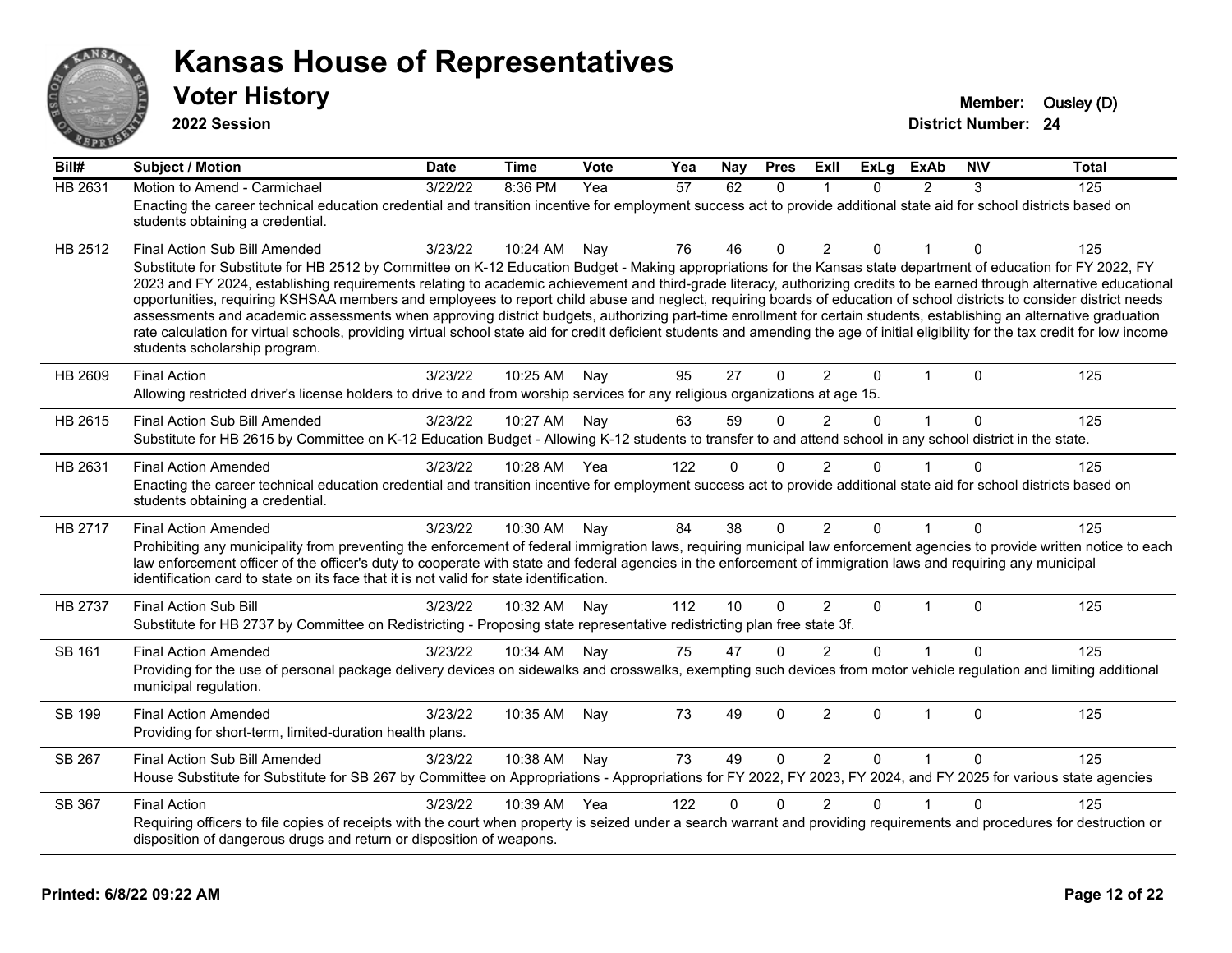# Kansas House of Representatives

## Voter History

**2022 Session**

**Member:** Ousley (D)
**District Number:** 24

| Bill# | Subject / Motion | Date | Time | Vote | Yea | Nay | Pres | ExII | ExLg | ExAb | N\V | Total |
|---|---|---|---|---|---|---|---|---|---|---|---|---|
| HB 2631 | Motion to Amend - Carmichael | 3/22/22 | 8:36 PM | Yea | 57 | 62 | 0 | 1 | 0 | 2 | 3 | 125 |
| | Enacting the career technical education credential and transition incentive for employment success act to provide additional state aid for school districts based on students obtaining a credential. | | | | | | | | | | | |
| HB 2512 | Final Action Sub Bill Amended | 3/23/22 | 10:24 AM | Nay | 76 | 46 | 0 | 2 | 0 | 1 | 0 | 125 |
| | Substitute for Substitute for HB 2512 by Committee on K-12 Education Budget - Making appropriations for the Kansas state department of education for FY 2022, FY 2023 and FY 2024, establishing requirements relating to academic achievement and third-grade literacy, authorizing credits to be earned through alternative educational opportunities, requiring KSHSAA members and employees to report child abuse and neglect, requiring boards of education of school districts to consider district needs assessments and academic assessments when approving district budgets, authorizing part-time enrollment for certain students, establishing an alternative graduation rate calculation for virtual schools, providing virtual school state aid for credit deficient students and amending the age of initial eligibility for the tax credit for low income students scholarship program. | | | | | | | | | | | |
| HB 2609 | Final Action | 3/23/22 | 10:25 AM | Nay | 95 | 27 | 0 | 2 | 0 | 1 | 0 | 125 |
| | Allowing restricted driver's license holders to drive to and from worship services for any religious organizations at age 15. | | | | | | | | | | | |
| HB 2615 | Final Action Sub Bill Amended | 3/23/22 | 10:27 AM | Nay | 63 | 59 | 0 | 2 | 0 | 1 | 0 | 125 |
| | Substitute for HB 2615 by Committee on K-12 Education Budget - Allowing K-12 students to transfer to and attend school in any school district in the state. | | | | | | | | | | | |
| HB 2631 | Final Action Amended | 3/23/22 | 10:28 AM | Yea | 122 | 0 | 0 | 2 | 0 | 1 | 0 | 125 |
| | Enacting the career technical education credential and transition incentive for employment success act to provide additional state aid for school districts based on students obtaining a credential. | | | | | | | | | | | |
| HB 2717 | Final Action Amended | 3/23/22 | 10:30 AM | Nay | 84 | 38 | 0 | 2 | 0 | 1 | 0 | 125 |
| | Prohibiting any municipality from preventing the enforcement of federal immigration laws, requiring municipal law enforcement agencies to provide written notice to each law enforcement officer of the officer's duty to cooperate with state and federal agencies in the enforcement of immigration laws and requiring any municipal identification card to state on its face that it is not valid for state identification. | | | | | | | | | | | |
| HB 2737 | Final Action Sub Bill | 3/23/22 | 10:32 AM | Nay | 112 | 10 | 0 | 2 | 0 | 1 | 0 | 125 |
| | Substitute for HB 2737 by Committee on Redistricting - Proposing state representative redistricting plan free state 3f. | | | | | | | | | | | |
| SB 161 | Final Action Amended | 3/23/22 | 10:34 AM | Nay | 75 | 47 | 0 | 2 | 0 | 1 | 0 | 125 |
| | Providing for the use of personal package delivery devices on sidewalks and crosswalks, exempting such devices from motor vehicle regulation and limiting additional municipal regulation. | | | | | | | | | | | |
| SB 199 | Final Action Amended | 3/23/22 | 10:35 AM | Nay | 73 | 49 | 0 | 2 | 0 | 1 | 0 | 125 |
| | Providing for short-term, limited-duration health plans. | | | | | | | | | | | |
| SB 267 | Final Action Sub Bill Amended | 3/23/22 | 10:38 AM | Nay | 73 | 49 | 0 | 2 | 0 | 1 | 0 | 125 |
| | House Substitute for Substitute for SB 267 by Committee on Appropriations - Appropriations for FY 2022, FY 2023, FY 2024, and FY 2025 for various state agencies | | | | | | | | | | | |
| SB 367 | Final Action | 3/23/22 | 10:39 AM | Yea | 122 | 0 | 0 | 2 | 0 | 1 | 0 | 125 |
| | Requiring officers to file copies of receipts with the court when property is seized under a search warrant and providing requirements and procedures for destruction or disposition of dangerous drugs and return or disposition of weapons. | | | | | | | | | | | |

Printed: 6/8/22 09:22 AM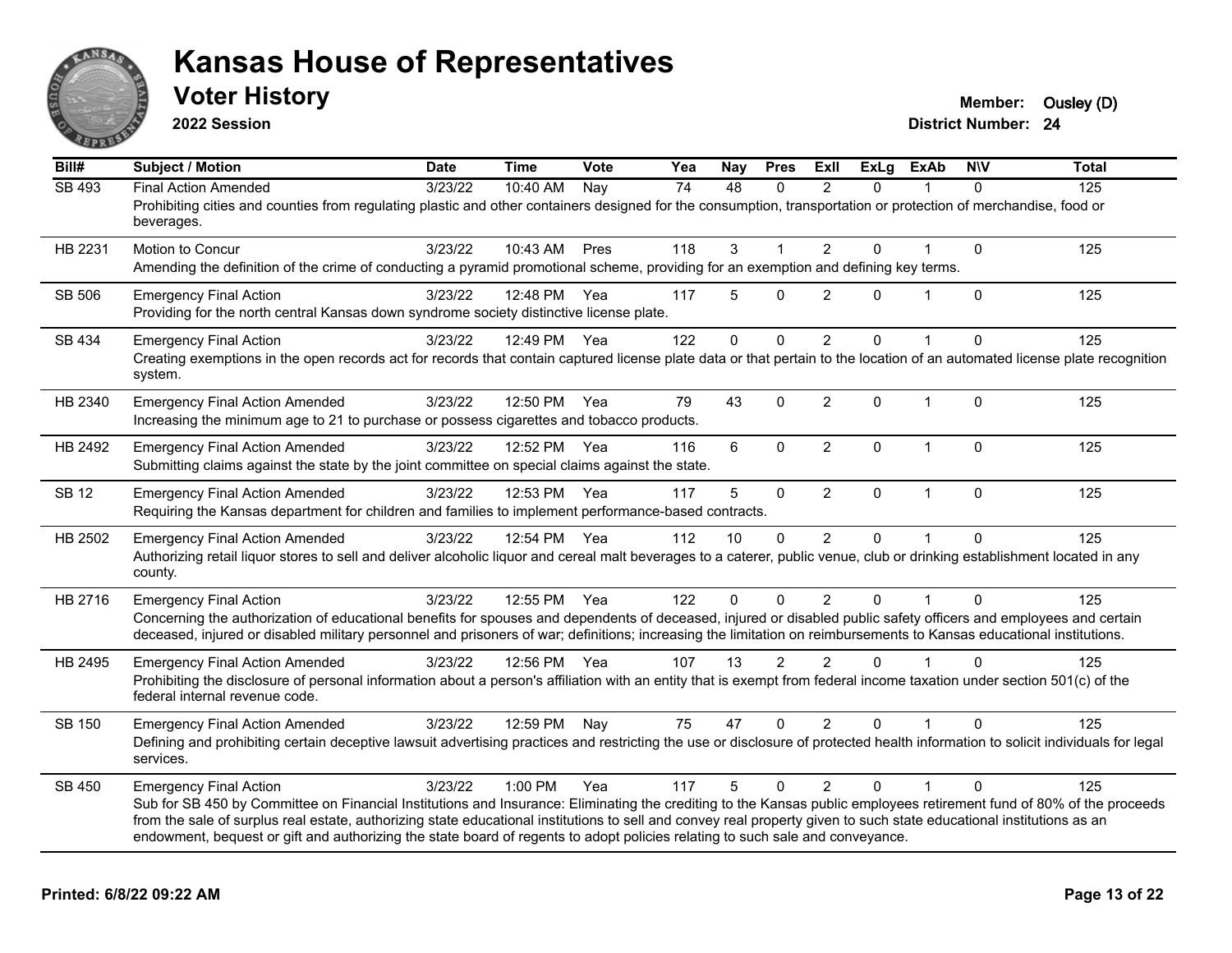# Kansas House of Representatives

## Voter History

**2022 Session**

**Member:** Ousley (D)
**District Number:** 24

| Bill# | Subject / Motion | Date | Time | Vote | Yea | Nay | Pres | ExII | ExLg | ExAb | N\V | Total |
|---|---|---|---|---|---|---|---|---|---|---|---|---|
| SB 493 | Final Action Amended | 3/23/22 | 10:40 AM | Nay | 74 | 48 | 0 | 2 | 0 | 1 | 0 | 125 |
| | Prohibiting cities and counties from regulating plastic and other containers designed for the consumption, transportation or protection of merchandise, food or beverages. | | | | | | | | | | | |
| HB 2231 | Motion to Concur | 3/23/22 | 10:43 AM | Pres | 118 | 3 | 1 | 2 | 0 | 1 | 0 | 125 |
| | Amending the definition of the crime of conducting a pyramid promotional scheme, providing for an exemption and defining key terms. | | | | | | | | | | | |
| SB 506 | Emergency Final Action | 3/23/22 | 12:48 PM | Yea | 117 | 5 | 0 | 2 | 0 | 1 | 0 | 125 |
| | Providing for the north central Kansas down syndrome society distinctive license plate. | | | | | | | | | | | |
| SB 434 | Emergency Final Action | 3/23/22 | 12:49 PM | Yea | 122 | 0 | 0 | 2 | 0 | 1 | 0 | 125 |
| | Creating exemptions in the open records act for records that contain captured license plate data or that pertain to the location of an automated license plate recognition system. | | | | | | | | | | | |
| HB 2340 | Emergency Final Action Amended | 3/23/22 | 12:50 PM | Yea | 79 | 43 | 0 | 2 | 0 | 1 | 0 | 125 |
| | Increasing the minimum age to 21 to purchase or possess cigarettes and tobacco products. | | | | | | | | | | | |
| HB 2492 | Emergency Final Action Amended | 3/23/22 | 12:52 PM | Yea | 116 | 6 | 0 | 2 | 0 | 1 | 0 | 125 |
| | Submitting claims against the state by the joint committee on special claims against the state. | | | | | | | | | | | |
| SB 12 | Emergency Final Action Amended | 3/23/22 | 12:53 PM | Yea | 117 | 5 | 0 | 2 | 0 | 1 | 0 | 125 |
| | Requiring the Kansas department for children and families to implement performance-based contracts. | | | | | | | | | | | |
| HB 2502 | Emergency Final Action Amended | 3/23/22 | 12:54 PM | Yea | 112 | 10 | 0 | 2 | 0 | 1 | 0 | 125 |
| | Authorizing retail liquor stores to sell and deliver alcoholic liquor and cereal malt beverages to a caterer, public venue, club or drinking establishment located in any county. | | | | | | | | | | | |
| HB 2716 | Emergency Final Action | 3/23/22 | 12:55 PM | Yea | 122 | 0 | 0 | 2 | 0 | 1 | 0 | 125 |
| | Concerning the authorization of educational benefits for spouses and dependents of deceased, injured or disabled public safety officers and employees and certain deceased, injured or disabled military personnel and prisoners of war; definitions; increasing the limitation on reimbursements to Kansas educational institutions. | | | | | | | | | | | |
| HB 2495 | Emergency Final Action Amended | 3/23/22 | 12:56 PM | Yea | 107 | 13 | 2 | 2 | 0 | 1 | 0 | 125 |
| | Prohibiting the disclosure of personal information about a person's affiliation with an entity that is exempt from federal income taxation under section 501(c) of the federal internal revenue code. | | | | | | | | | | | |
| SB 150 | Emergency Final Action Amended | 3/23/22 | 12:59 PM | Nay | 75 | 47 | 0 | 2 | 0 | 1 | 0 | 125 |
| | Defining and prohibiting certain deceptive lawsuit advertising practices and restricting the use or disclosure of protected health information to solicit individuals for legal services. | | | | | | | | | | | |
| SB 450 | Emergency Final Action | 3/23/22 | 1:00 PM | Yea | 117 | 5 | 0 | 2 | 0 | 1 | 0 | 125 |
| | Sub for SB 450 by Committee on Financial Institutions and Insurance: Eliminating the crediting to the Kansas public employees retirement fund of 80% of the proceeds from the sale of surplus real estate, authorizing state educational institutions to sell and convey real property given to such state educational institutions as an endowment, bequest or gift and authorizing the state board of regents to adopt policies relating to such sale and conveyance. | | | | | | | | | | | |

**Printed: 6/8/22 09:22 AM**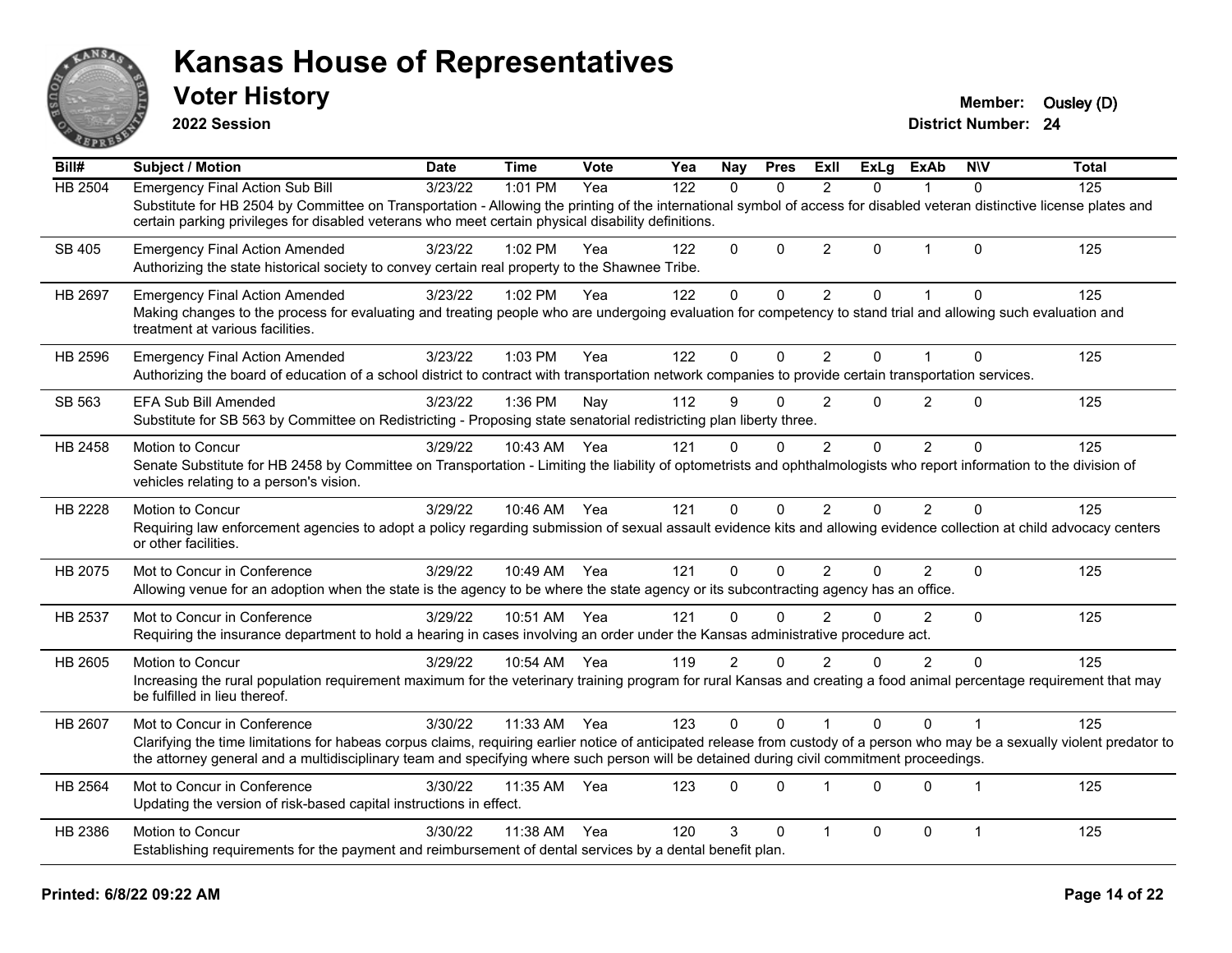# Kansas House of Representatives

## Voter History

**2022 Session**

**Member:** Ousley (D)
**District Number:** 24

| Bill# | Subject / Motion | Date | Time | Vote | Yea | Nay | Pres | ExII | ExLg | ExAb | N\V | Total |
|---|---|---|---|---|---|---|---|---|---|---|---|---|
| HB 2504 | Emergency Final Action Sub Bill | 3/23/22 | 1:01 PM | Yea | 122 | 0 | 0 | 2 | 0 | 1 | 0 | 125 |
| | Substitute for HB 2504 by Committee on Transportation - Allowing the printing of the international symbol of access for disabled veteran distinctive license plates and certain parking privileges for disabled veterans who meet certain physical disability definitions. | | | | | | | | | | | |
| SB 405 | Emergency Final Action Amended | 3/23/22 | 1:02 PM | Yea | 122 | 0 | 0 | 2 | 0 | 1 | 0 | 125 |
| | Authorizing the state historical society to convey certain real property to the Shawnee Tribe. | | | | | | | | | | | |
| HB 2697 | Emergency Final Action Amended | 3/23/22 | 1:02 PM | Yea | 122 | 0 | 0 | 2 | 0 | 1 | 0 | 125 |
| | Making changes to the process for evaluating and treating people who are undergoing evaluation for competency to stand trial and allowing such evaluation and treatment at various facilities. | | | | | | | | | | | |
| HB 2596 | Emergency Final Action Amended | 3/23/22 | 1:03 PM | Yea | 122 | 0 | 0 | 2 | 0 | 1 | 0 | 125 |
| | Authorizing the board of education of a school district to contract with transportation network companies to provide certain transportation services. | | | | | | | | | | | |
| SB 563 | EFA Sub Bill Amended | 3/23/22 | 1:36 PM | Nay | 112 | 9 | 0 | 2 | 0 | 2 | 0 | 125 |
| | Substitute for SB 563 by Committee on Redistricting - Proposing state senatorial redistricting plan liberty three. | | | | | | | | | | | |
| HB 2458 | Motion to Concur | 3/29/22 | 10:43 AM | Yea | 121 | 0 | 0 | 2 | 0 | 2 | 0 | 125 |
| | Senate Substitute for HB 2458 by Committee on Transportation - Limiting the liability of optometrists and ophthalmologists who report information to the division of vehicles relating to a person's vision. | | | | | | | | | | | |
| HB 2228 | Motion to Concur | 3/29/22 | 10:46 AM | Yea | 121 | 0 | 0 | 2 | 0 | 2 | 0 | 125 |
| | Requiring law enforcement agencies to adopt a policy regarding submission of sexual assault evidence kits and allowing evidence collection at child advocacy centers or other facilities. | | | | | | | | | | | |
| HB 2075 | Mot to Concur in Conference | 3/29/22 | 10:49 AM | Yea | 121 | 0 | 0 | 2 | 0 | 2 | 0 | 125 |
| | Allowing venue for an adoption when the state is the agency to be where the state agency or its subcontracting agency has an office. | | | | | | | | | | | |
| HB 2537 | Mot to Concur in Conference | 3/29/22 | 10:51 AM | Yea | 121 | 0 | 0 | 2 | 0 | 2 | 0 | 125 |
| | Requiring the insurance department to hold a hearing in cases involving an order under the Kansas administrative procedure act. | | | | | | | | | | | |
| HB 2605 | Motion to Concur | 3/29/22 | 10:54 AM | Yea | 119 | 2 | 0 | 2 | 0 | 2 | 0 | 125 |
| | Increasing the rural population requirement maximum for the veterinary training program for rural Kansas and creating a food animal percentage requirement that may be fulfilled in lieu thereof. | | | | | | | | | | | |
| HB 2607 | Mot to Concur in Conference | 3/30/22 | 11:33 AM | Yea | 123 | 0 | 0 | 1 | 0 | 0 | 1 | 125 |
| | Clarifying the time limitations for habeas corpus claims, requiring earlier notice of anticipated release from custody of a person who may be a sexually violent predator to the attorney general and a multidisciplinary team and specifying where such person will be detained during civil commitment proceedings. | | | | | | | | | | | |
| HB 2564 | Mot to Concur in Conference | 3/30/22 | 11:35 AM | Yea | 123 | 0 | 0 | 1 | 0 | 0 | 1 | 125 |
| | Updating the version of risk-based capital instructions in effect. | | | | | | | | | | | |
| HB 2386 | Motion to Concur | 3/30/22 | 11:38 AM | Yea | 120 | 3 | 0 | 1 | 0 | 0 | 1 | 125 |
| | Establishing requirements for the payment and reimbursement of dental services by a dental benefit plan. | | | | | | | | | | | |

**Printed: 6/8/22 09:22 AM**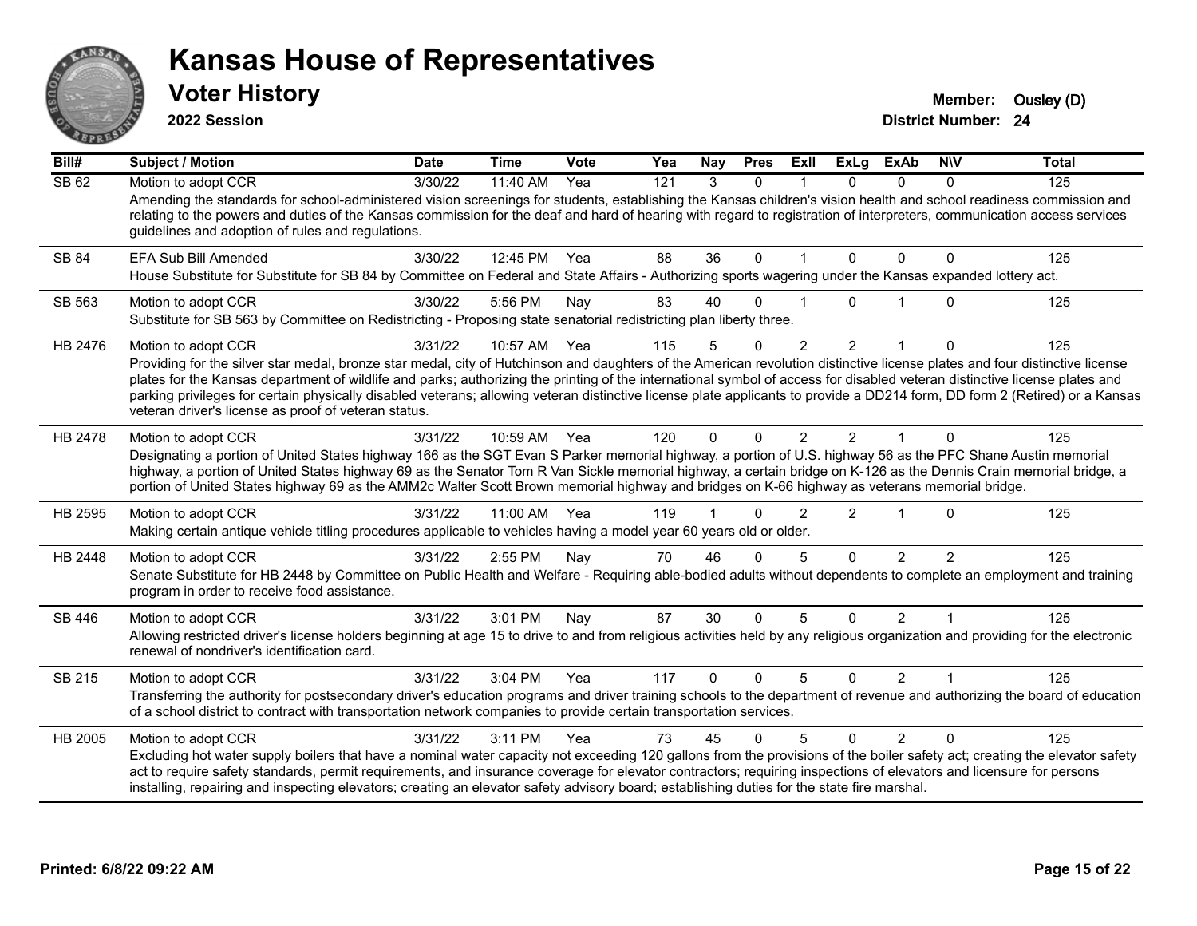# Kansas House of Representatives

## Voter History

**2022 Session**

**Member:** Ousley (D)
**District Number:** 24

| Bill# | Subject / Motion | Date | Time | Vote | Yea | Nay | Pres | ExII | ExLg | ExAb | N\V | Total |
|---|---|---|---|---|---|---|---|---|---|---|---|---|
| SB 62 | Motion to adopt CCR | 3/30/22 | 11:40 AM | Yea | 121 | 3 | 0 | 1 | 0 | 0 | 0 | 125 |
| | Amending the standards for school-administered vision screenings for students, establishing the Kansas children's vision health and school readiness commission and relating to the powers and duties of the Kansas commission for the deaf and hard of hearing with regard to registration of interpreters, communication access services guidelines and adoption of rules and regulations. | | | | | | | | | | | |
| SB 84 | EFA Sub Bill Amended | 3/30/22 | 12:45 PM | Yea | 88 | 36 | 0 | 1 | 0 | 0 | 0 | 125 |
| | House Substitute for Substitute for SB 84 by Committee on Federal and State Affairs - Authorizing sports wagering under the Kansas expanded lottery act. | | | | | | | | | | | |
| SB 563 | Motion to adopt CCR | 3/30/22 | 5:56 PM | Nay | 83 | 40 | 0 | 1 | 0 | 1 | 0 | 125 |
| | Substitute for SB 563 by Committee on Redistricting - Proposing state senatorial redistricting plan liberty three. | | | | | | | | | | | |
| HB 2476 | Motion to adopt CCR | 3/31/22 | 10:57 AM | Yea | 115 | 5 | 0 | 2 | 2 | 1 | 0 | 125 |
| | Providing for the silver star medal, bronze star medal, city of Hutchinson and daughters of the American revolution distinctive license plates and four distinctive license plates for the Kansas department of wildlife and parks; authorizing the printing of the international symbol of access for disabled veteran distinctive license plates and parking privileges for certain physically disabled veterans; allowing veteran distinctive license plate applicants to provide a DD214 form, DD form 2 (Retired) or a Kansas veteran driver's license as proof of veteran status. | | | | | | | | | | | |
| HB 2478 | Motion to adopt CCR | 3/31/22 | 10:59 AM | Yea | 120 | 0 | 0 | 2 | 2 | 1 | 0 | 125 |
| | Designating a portion of United States highway 166 as the SGT Evan S Parker memorial highway, a portion of U.S. highway 56 as the PFC Shane Austin memorial highway, a portion of United States highway 69 as the Senator Tom R Van Sickle memorial highway, a certain bridge on K-126 as the Dennis Crain memorial bridge, a portion of United States highway 69 as the AMM2c Walter Scott Brown memorial highway and bridges on K-66 highway as veterans memorial bridge. | | | | | | | | | | | |
| HB 2595 | Motion to adopt CCR | 3/31/22 | 11:00 AM | Yea | 119 | 1 | 0 | 2 | 2 | 1 | 0 | 125 |
| | Making certain antique vehicle titling procedures applicable to vehicles having a model year 60 years old or older. | | | | | | | | | | | |
| HB 2448 | Motion to adopt CCR | 3/31/22 | 2:55 PM | Nay | 70 | 46 | 0 | 5 | 0 | 2 | 2 | 125 |
| | Senate Substitute for HB 2448 by Committee on Public Health and Welfare - Requiring able-bodied adults without dependents to complete an employment and training program in order to receive food assistance. | | | | | | | | | | | |
| SB 446 | Motion to adopt CCR | 3/31/22 | 3:01 PM | Nay | 87 | 30 | 0 | 5 | 0 | 2 | 1 | 125 |
| | Allowing restricted driver's license holders beginning at age 15 to drive to and from religious activities held by any religious organization and providing for the electronic renewal of nondriver's identification card. | | | | | | | | | | | |
| SB 215 | Motion to adopt CCR | 3/31/22 | 3:04 PM | Yea | 117 | 0 | 0 | 5 | 0 | 2 | 1 | 125 |
| | Transferring the authority for postsecondary driver's education programs and driver training schools to the department of revenue and authorizing the board of education of a school district to contract with transportation network companies to provide certain transportation services. | | | | | | | | | | | |
| HB 2005 | Motion to adopt CCR | 3/31/22 | 3:11 PM | Yea | 73 | 45 | 0 | 5 | 0 | 2 | 0 | 125 |
| | Excluding hot water supply boilers that have a nominal water capacity not exceeding 120 gallons from the provisions of the boiler safety act; creating the elevator safety act to require safety standards, permit requirements, and insurance coverage for elevator contractors; requiring inspections of elevators and licensure for persons installing, repairing and inspecting elevators; creating an elevator safety advisory board; establishing duties for the state fire marshal. | | | | | | | | | | | |

**Printed: 6/8/22 09:22 AM**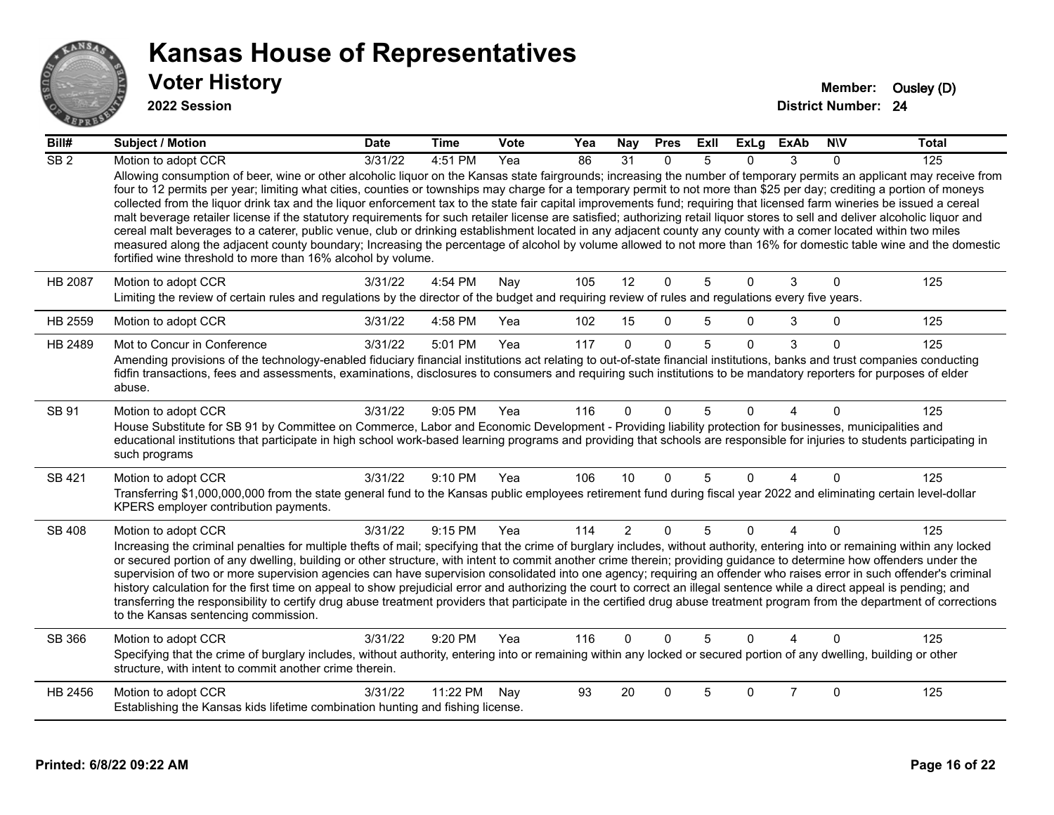# Kansas House of Representatives

## Voter History

**2022 Session**

**Member:** Ousley (D)
**District Number:** 24

| Bill# | Subject / Motion | Date | Time | Vote | Yea | Nay | Pres | ExII | ExLg | ExAb | N\V | Total |
|---|---|---|---|---|---|---|---|---|---|---|---|---|
| SB 2 | Motion to adopt CCR | 3/31/22 | 4:51 PM | Yea | 86 | 31 | 0 | 5 | 0 | 3 | 0 | 125 |
| | Allowing consumption of beer, wine or other alcoholic liquor on the Kansas state fairgrounds; increasing the number of temporary permits an applicant may receive from four to 12 permits per year; limiting what cities, counties or townships may charge for a temporary permit to not more than $25 per day; crediting a portion of moneys collected from the liquor drink tax and the liquor enforcement tax to the state fair capital improvements fund; requiring that licensed farm wineries be issued a cereal malt beverage retailer license if the statutory requirements for such retailer license are satisfied; authorizing retail liquor stores to sell and deliver alcoholic liquor and cereal malt beverages to a caterer, public venue, club or drinking establishment located in any adjacent county any county with a comer located within two miles measured along the adjacent county boundary; Increasing the percentage of alcohol by volume allowed to not more than 16% for domestic table wine and the domestic fortified wine threshold to more than 16% alcohol by volume. | | | | | | | | | | | |
| HB 2087 | Motion to adopt CCR | 3/31/22 | 4:54 PM | Nay | 105 | 12 | 0 | 5 | 0 | 3 | 0 | 125 |
| | Limiting the review of certain rules and regulations by the director of the budget and requiring review of rules and regulations every five years. | | | | | | | | | | | |
| HB 2559 | Motion to adopt CCR | 3/31/22 | 4:58 PM | Yea | 102 | 15 | 0 | 5 | 0 | 3 | 0 | 125 |
| HB 2489 | Mot to Concur in Conference | 3/31/22 | 5:01 PM | Yea | 117 | 0 | 0 | 5 | 0 | 3 | 0 | 125 |
| | Amending provisions of the technology-enabled fiduciary financial institutions act relating to out-of-state financial institutions, banks and trust companies conducting fidfin transactions, fees and assessments, examinations, disclosures to consumers and requiring such institutions to be mandatory reporters for purposes of elder abuse. | | | | | | | | | | | |
| SB 91 | Motion to adopt CCR | 3/31/22 | 9:05 PM | Yea | 116 | 0 | 0 | 5 | 0 | 4 | 0 | 125 |
| | House Substitute for SB 91 by Committee on Commerce, Labor and Economic Development - Providing liability protection for businesses, municipalities and educational institutions that participate in high school work-based learning programs and providing that schools are responsible for injuries to students participating in such programs | | | | | | | | | | | |
| SB 421 | Motion to adopt CCR | 3/31/22 | 9:10 PM | Yea | 106 | 10 | 0 | 5 | 0 | 4 | 0 | 125 |
| | Transferring $1,000,000,000 from the state general fund to the Kansas public employees retirement fund during fiscal year 2022 and eliminating certain level-dollar KPERS employer contribution payments. | | | | | | | | | | | |
| SB 408 | Motion to adopt CCR | 3/31/22 | 9:15 PM | Yea | 114 | 2 | 0 | 5 | 0 | 4 | 0 | 125 |
| | Increasing the criminal penalties for multiple thefts of mail; specifying that the crime of burglary includes, without authority, entering into or remaining within any locked or secured portion of any dwelling, building or other structure, with intent to commit another crime therein; providing guidance to determine how offenders under the supervision of two or more supervision agencies can have supervision consolidated into one agency; requiring an offender who raises error in such offender's criminal history calculation for the first time on appeal to show prejudicial error and authorizing the court to correct an illegal sentence while a direct appeal is pending; and transferring the responsibility to certify drug abuse treatment providers that participate in the certified drug abuse treatment program from the department of corrections to the Kansas sentencing commission. | | | | | | | | | | | |
| SB 366 | Motion to adopt CCR | 3/31/22 | 9:20 PM | Yea | 116 | 0 | 0 | 5 | 0 | 4 | 0 | 125 |
| | Specifying that the crime of burglary includes, without authority, entering into or remaining within any locked or secured portion of any dwelling, building or other structure, with intent to commit another crime therein. | | | | | | | | | | | |
| HB 2456 | Motion to adopt CCR | 3/31/22 | 11:22 PM | Nay | 93 | 20 | 0 | 5 | 0 | 7 | 0 | 125 |
| | Establishing the Kansas kids lifetime combination hunting and fishing license. | | | | | | | | | | | |

Printed: 6/8/22 09:22 AM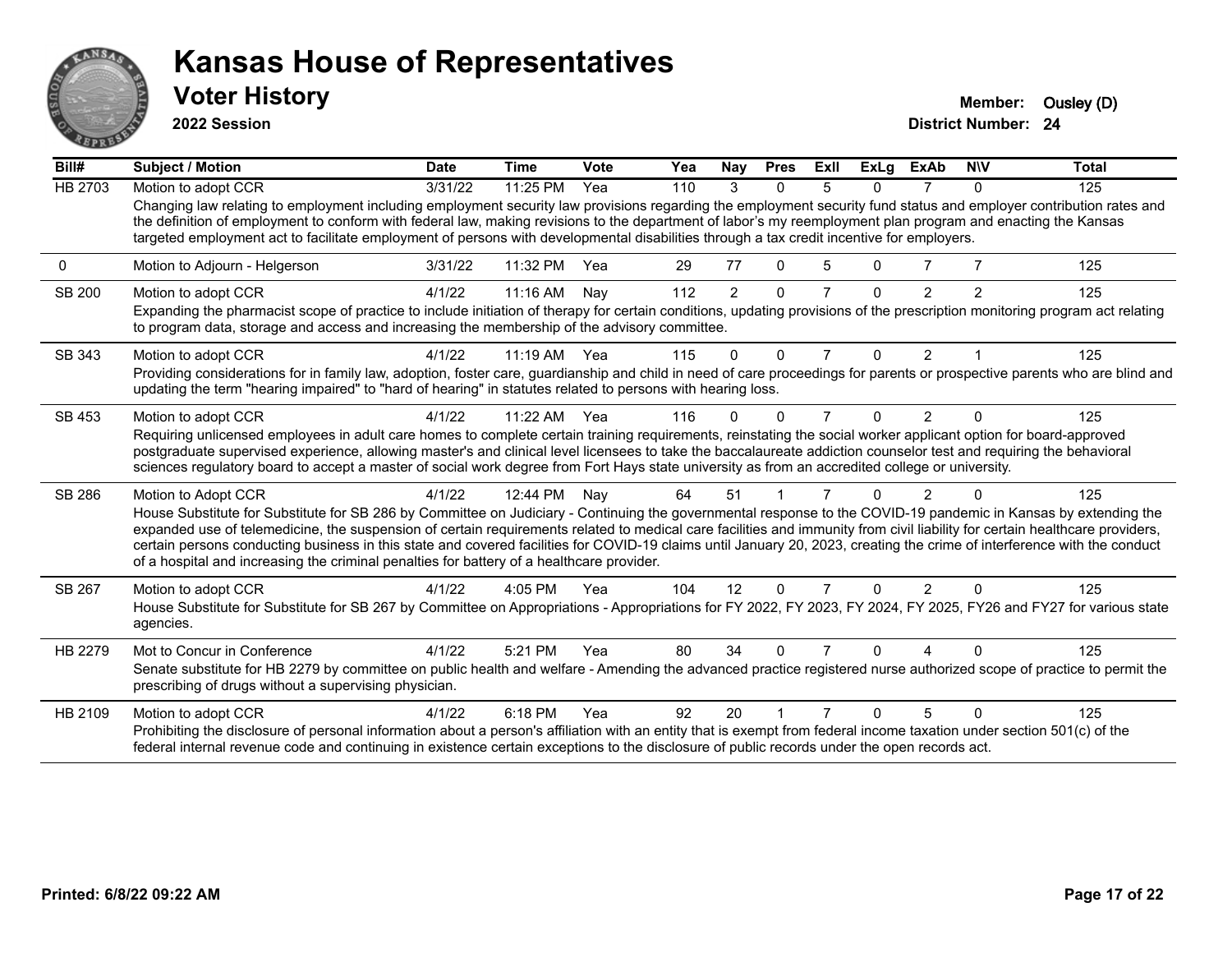# Kansas House of Representatives

## Voter History

**2022 Session**

**Member:** Ousley (D)
**District Number:** 24

| Bill# | Subject / Motion | Date | Time | Vote | Yea | Nay | Pres | ExII | ExLg | ExAb | N\V | Total |
|---|---|---|---|---|---|---|---|---|---|---|---|---|
| HB 2703 | Motion to adopt CCR | 3/31/22 | 11:25 PM | Yea | 110 | 3 | 0 | 5 | 0 | 7 | 0 | 125 |
| | Changing law relating to employment including employment security law provisions regarding the employment security fund status and employer contribution rates and the definition of employment to conform with federal law, making revisions to the department of labor's my reemployment plan program and enacting the Kansas targeted employment act to facilitate employment of persons with developmental disabilities through a tax credit incentive for employers. | | | | | | | | | | | |
| 0 | Motion to Adjourn - Helgerson | 3/31/22 | 11:32 PM | Yea | 29 | 77 | 0 | 5 | 0 | 7 | 7 | 125 |
| SB 200 | Motion to adopt CCR | 4/1/22 | 11:16 AM | Nay | 112 | 2 | 0 | 7 | 0 | 2 | 2 | 125 |
| | Expanding the pharmacist scope of practice to include initiation of therapy for certain conditions, updating provisions of the prescription monitoring program act relating to program data, storage and access and increasing the membership of the advisory committee. | | | | | | | | | | | |
| SB 343 | Motion to adopt CCR | 4/1/22 | 11:19 AM | Yea | 115 | 0 | 0 | 7 | 0 | 2 | 1 | 125 |
| | Providing considerations for in family law, adoption, foster care, guardianship and child in need of care proceedings for parents or prospective parents who are blind and updating the term "hearing impaired" to "hard of hearing" in statutes related to persons with hearing loss. | | | | | | | | | | | |
| SB 453 | Motion to adopt CCR | 4/1/22 | 11:22 AM | Yea | 116 | 0 | 0 | 7 | 0 | 2 | 0 | 125 |
| | Requiring unlicensed employees in adult care homes to complete certain training requirements, reinstating the social worker applicant option for board-approved postgraduate supervised experience, allowing master's and clinical level licensees to take the baccalaureate addiction counselor test and requiring the behavioral sciences regulatory board to accept a master of social work degree from Fort Hays state university as from an accredited college or university. | | | | | | | | | | | |
| SB 286 | Motion to Adopt CCR | 4/1/22 | 12:44 PM | Nay | 64 | 51 | 1 | 7 | 0 | 2 | 0 | 125 |
| | House Substitute for Substitute for SB 286 by Committee on Judiciary - Continuing the governmental response to the COVID-19 pandemic in Kansas by extending the expanded use of telemedicine, the suspension of certain requirements related to medical care facilities and immunity from civil liability for certain healthcare providers, certain persons conducting business in this state and covered facilities for COVID-19 claims until January 20, 2023, creating the crime of interference with the conduct of a hospital and increasing the criminal penalties for battery of a healthcare provider. | | | | | | | | | | | |
| SB 267 | Motion to adopt CCR | 4/1/22 | 4:05 PM | Yea | 104 | 12 | 0 | 7 | 0 | 2 | 0 | 125 |
| | House Substitute for Substitute for SB 267 by Committee on Appropriations - Appropriations for FY 2022, FY 2023, FY 2024, FY 2025, FY26 and FY27 for various state agencies. | | | | | | | | | | | |
| HB 2279 | Mot to Concur in Conference | 4/1/22 | 5:21 PM | Yea | 80 | 34 | 0 | 7 | 0 | 4 | 0 | 125 |
| | Senate substitute for HB 2279 by committee on public health and welfare - Amending the advanced practice registered nurse authorized scope of practice to permit the prescribing of drugs without a supervising physician. | | | | | | | | | | | |
| HB 2109 | Motion to adopt CCR | 4/1/22 | 6:18 PM | Yea | 92 | 20 | 1 | 7 | 0 | 5 | 0 | 125 |
| | Prohibiting the disclosure of personal information about a person's affiliation with an entity that is exempt from federal income taxation under section 501(c) of the federal internal revenue code and continuing in existence certain exceptions to the disclosure of public records under the open records act. | | | | | | | | | | | |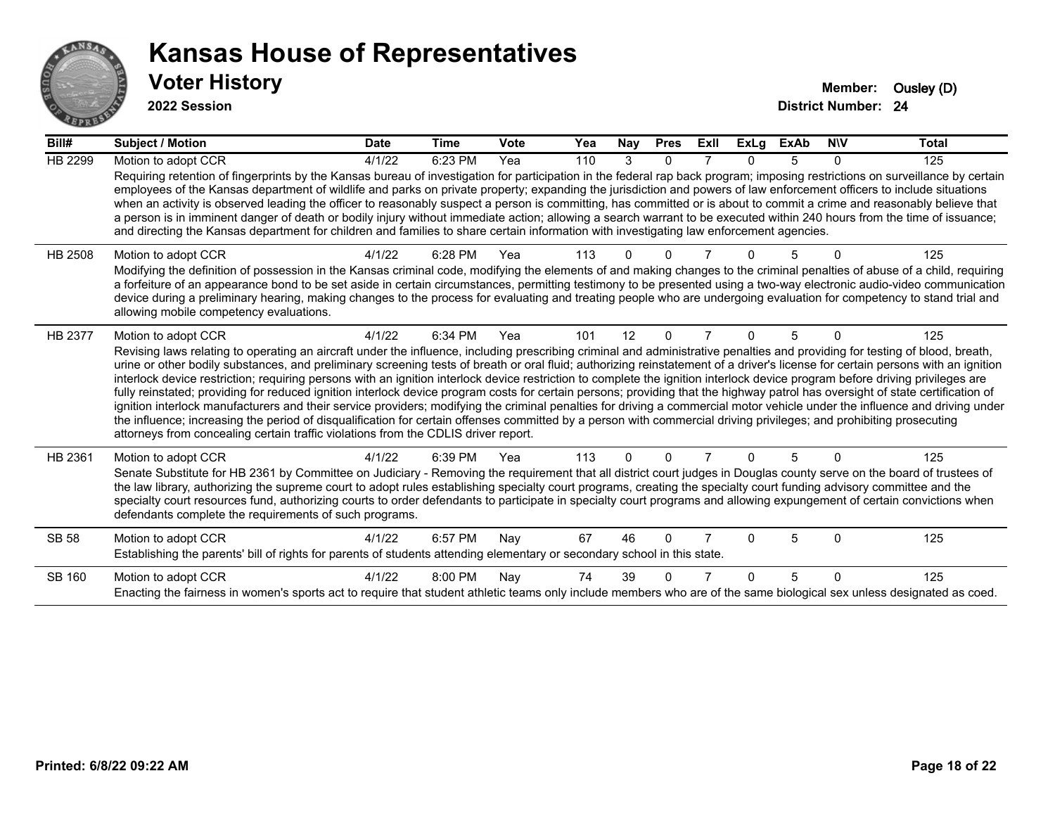# Kansas House of Representatives

## Voter History

**2022 Session**

**Member:** Ousley (D)

**District Number:** 24

| Bill# | Subject / Motion | Date | Time | Vote | Yea | Nay | Pres | ExII | ExLg | ExAb | N\V | Total |
|---|---|---|---|---|---|---|---|---|---|---|---|---|
| HB 2299 | Motion to adopt CCR | 4/1/22 | 6:23 PM | Yea | 110 | 3 | 0 | 7 | 0 | 5 | 0 | 125 |
| | Requiring retention of fingerprints by the Kansas bureau of investigation for participation in the federal rap back program; imposing restrictions on surveillance by certain employees of the Kansas department of wildlife and parks on private property; expanding the jurisdiction and powers of law enforcement officers to include situations when an activity is observed leading the officer to reasonably suspect a person is committing, has committed or is about to commit a crime and reasonably believe that a person is in imminent danger of death or bodily injury without immediate action; allowing a search warrant to be executed within 240 hours from the time of issuance; and directing the Kansas department for children and families to share certain information with investigating law enforcement agencies. | | | | | | | | | | | |
| HB 2508 | Motion to adopt CCR | 4/1/22 | 6:28 PM | Yea | 113 | 0 | 0 | 7 | 0 | 5 | 0 | 125 |
| | Modifying the definition of possession in the Kansas criminal code, modifying the elements of and making changes to the criminal penalties of abuse of a child, requiring a forfeiture of an appearance bond to be set aside in certain circumstances, permitting testimony to be presented using a two-way electronic audio-video communication device during a preliminary hearing, making changes to the process for evaluating and treating people who are undergoing evaluation for competency to stand trial and allowing mobile competency evaluations. | | | | | | | | | | | |
| HB 2377 | Motion to adopt CCR | 4/1/22 | 6:34 PM | Yea | 101 | 12 | 0 | 7 | 0 | 5 | 0 | 125 |
| | Revising laws relating to operating an aircraft under the influence, including prescribing criminal and administrative penalties and providing for testing of blood, breath, urine or other bodily substances, and preliminary screening tests of breath or oral fluid; authorizing reinstatement of a driver's license for certain persons with an ignition interlock device restriction; requiring persons with an ignition interlock device restriction to complete the ignition interlock device program before driving privileges are fully reinstated; providing for reduced ignition interlock device program costs for certain persons; providing that the highway patrol has oversight of state certification of ignition interlock manufacturers and their service providers; modifying the criminal penalties for driving a commercial motor vehicle under the influence and driving under the influence; increasing the period of disqualification for certain offenses committed by a person with commercial driving privileges; and prohibiting prosecuting attorneys from concealing certain traffic violations from the CDLIS driver report. | | | | | | | | | | | |
| HB 2361 | Motion to adopt CCR | 4/1/22 | 6:39 PM | Yea | 113 | 0 | 0 | 7 | 0 | 5 | 0 | 125 |
| | Senate Substitute for HB 2361 by Committee on Judiciary - Removing the requirement that all district court judges in Douglas county serve on the board of trustees of the law library, authorizing the supreme court to adopt rules establishing specialty court programs, creating the specialty court funding advisory committee and the specialty court resources fund, authorizing courts to order defendants to participate in specialty court programs and allowing expungement of certain convictions when defendants complete the requirements of such programs. | | | | | | | | | | | |
| SB 58 | Motion to adopt CCR | 4/1/22 | 6:57 PM | Nay | 67 | 46 | 0 | 7 | 0 | 5 | 0 | 125 |
| | Establishing the parents' bill of rights for parents of students attending elementary or secondary school in this state. | | | | | | | | | | | |
| SB 160 | Motion to adopt CCR | 4/1/22 | 8:00 PM | Nay | 74 | 39 | 0 | 7 | 0 | 5 | 0 | 125 |
| | Enacting the fairness in women's sports act to require that student athletic teams only include members who are of the same biological sex unless designated as coed. | | | | | | | | | | | |

**Printed: 6/8/22 09:22 AM**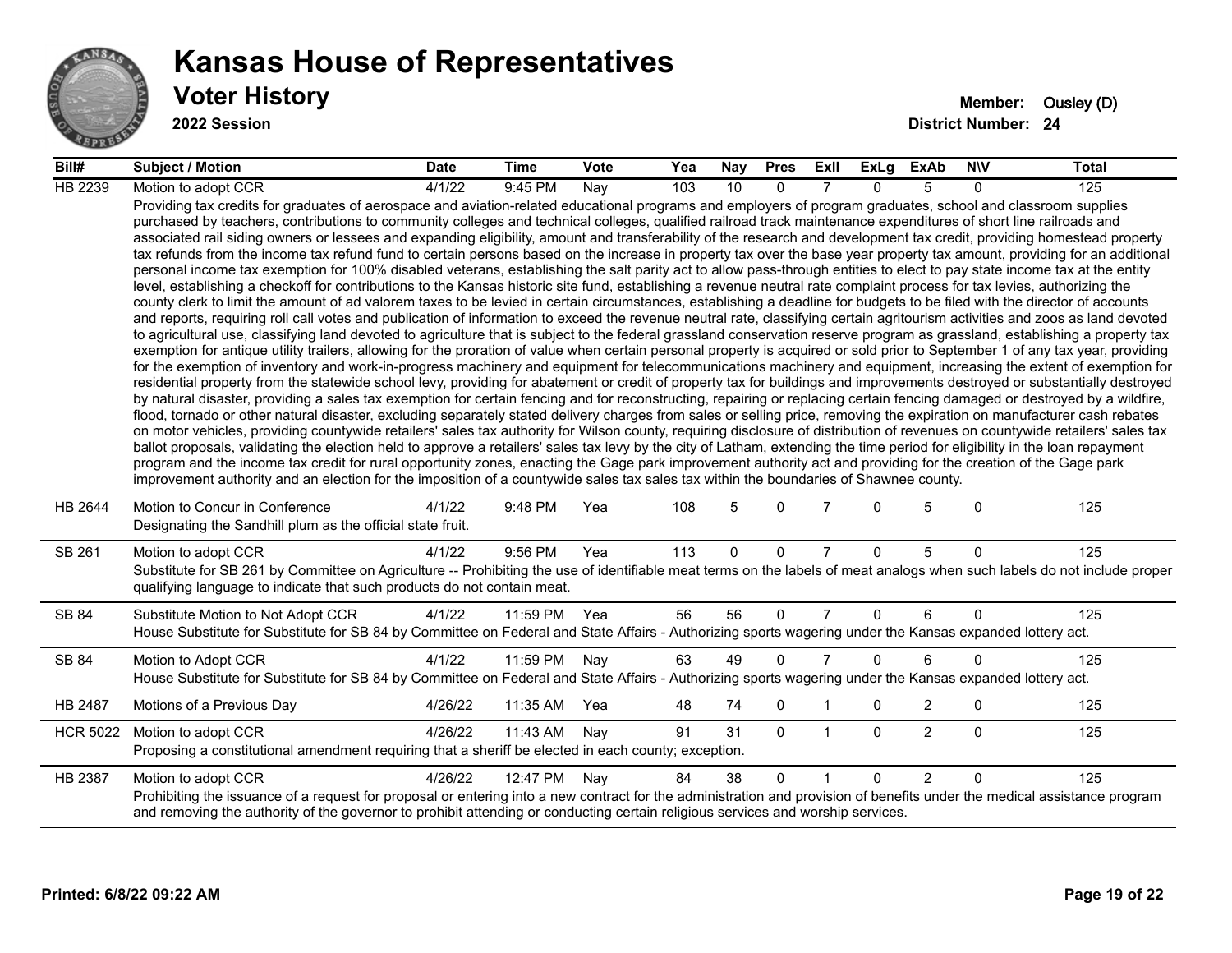# Kansas House of Representatives

## Voter History

**2022 Session**

**Member:** Ousley (D)
**District Number:** 24

| Bill# | Subject / Motion | Date | Time | Vote | Yea | Nay | Pres | ExII | ExLg | ExAb | N\V | Total |
|---|---|---|---|---|---|---|---|---|---|---|---|---|
| HB 2239 | Motion to adopt CCR | 4/1/22 | 9:45 PM | Nay | 103 | 10 | 0 | 7 | 0 | 5 | 0 | 125 |
| | Providing tax credits for graduates of aerospace and aviation-related educational programs and employers of program graduates, school and classroom supplies purchased by teachers, contributions to community colleges and technical colleges, qualified railroad track maintenance expenditures of short line railroads and associated rail siding owners or lessees and expanding eligibility, amount and transferability of the research and development tax credit, providing homestead property tax refunds from the income tax refund fund to certain persons based on the increase in property tax over the base year property tax amount, providing for an additional personal income tax exemption for 100% disabled veterans, establishing the salt parity act to allow pass-through entities to elect to pay state income tax at the entity level, establishing a checkoff for contributions to the Kansas historic site fund, establishing a revenue neutral rate complaint process for tax levies, authorizing the county clerk to limit the amount of ad valorem taxes to be levied in certain circumstances, establishing a deadline for budgets to be filed with the director of accounts and reports, requiring roll call votes and publication of information to exceed the revenue neutral rate, classifying certain agritourism activities and zoos as land devoted to agricultural use, classifying land devoted to agriculture that is subject to the federal grassland conservation reserve program as grassland, establishing a property tax exemption for antique utility trailers, allowing for the proration of value when certain personal property is acquired or sold prior to September 1 of any tax year, providing for the exemption of inventory and work-in-progress machinery and equipment for telecommunications machinery and equipment, increasing the extent of exemption for residential property from the statewide school levy, providing for abatement or credit of property tax for buildings and improvements destroyed or substantially destroyed by natural disaster, providing a sales tax exemption for certain fencing and for reconstructing, repairing or replacing certain fencing damaged or destroyed by a wildfire, flood, tornado or other natural disaster, excluding separately stated delivery charges from sales or selling price, removing the expiration on manufacturer cash rebates on motor vehicles, providing countywide retailers' sales tax authority for Wilson county, requiring disclosure of distribution of revenues on countywide retailers' sales tax ballot proposals, validating the election held to approve a retailers' sales tax levy by the city of Latham, extending the time period for eligibility in the loan repayment program and the income tax credit for rural opportunity zones, enacting the Gage park improvement authority act and providing for the creation of the Gage park improvement authority and an election for the imposition of a countywide sales tax sales tax within the boundaries of Shawnee county. | | | | | | | | | | | |
| HB 2644 | Motion to Concur in Conference | 4/1/22 | 9:48 PM | Yea | 108 | 5 | 0 | 7 | 0 | 5 | 0 | 125 |
| | Designating the Sandhill plum as the official state fruit. | | | | | | | | | | | |
| SB 261 | Motion to adopt CCR | 4/1/22 | 9:56 PM | Yea | 113 | 0 | 0 | 7 | 0 | 5 | 0 | 125 |
| | Substitute for SB 261 by Committee on Agriculture -- Prohibiting the use of identifiable meat terms on the labels of meat analogs when such labels do not include proper qualifying language to indicate that such products do not contain meat. | | | | | | | | | | | |
| SB 84 | Substitute Motion to Not Adopt CCR | 4/1/22 | 11:59 PM | Yea | 56 | 56 | 0 | 7 | 0 | 6 | 0 | 125 |
| | House Substitute for Substitute for SB 84 by Committee on Federal and State Affairs - Authorizing sports wagering under the Kansas expanded lottery act. | | | | | | | | | | | |
| SB 84 | Motion to Adopt CCR | 4/1/22 | 11:59 PM | Nay | 63 | 49 | 0 | 7 | 0 | 6 | 0 | 125 |
| | House Substitute for Substitute for SB 84 by Committee on Federal and State Affairs - Authorizing sports wagering under the Kansas expanded lottery act. | | | | | | | | | | | |
| HB 2487 | Motions of a Previous Day | 4/26/22 | 11:35 AM | Yea | 48 | 74 | 0 | 1 | 0 | 2 | 0 | 125 |
| HCR 5022 | Motion to adopt CCR | 4/26/22 | 11:43 AM | Nay | 91 | 31 | 0 | 1 | 0 | 2 | 0 | 125 |
| | Proposing a constitutional amendment requiring that a sheriff be elected in each county; exception. | | | | | | | | | | | |
| HB 2387 | Motion to adopt CCR | 4/26/22 | 12:47 PM | Nay | 84 | 38 | 0 | 1 | 0 | 2 | 0 | 125 |
| | Prohibiting the issuance of a request for proposal or entering into a new contract for the administration and provision of benefits under the medical assistance program and removing the authority of the governor to prohibit attending or conducting certain religious services and worship services. | | | | | | | | | | | |

**Printed: 6/8/22 09:22 AM**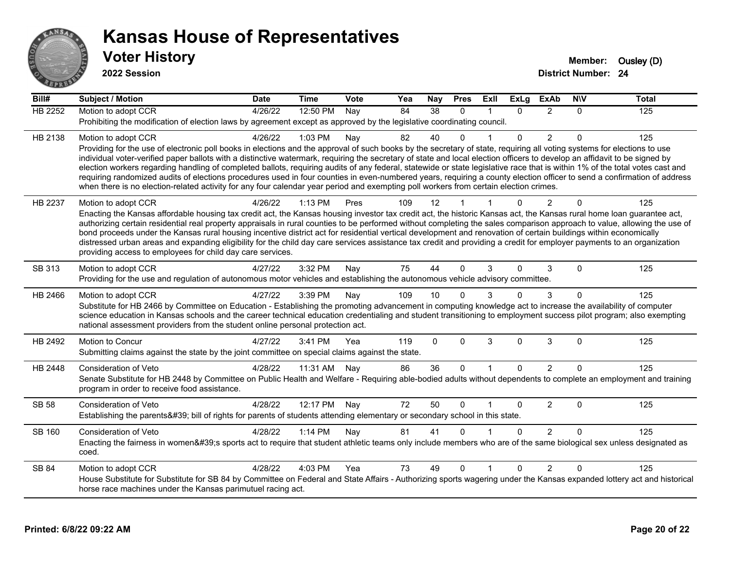# Kansas House of Representatives

## Voter History

**2022 Session**

**Member:** Ousley (D)
**District Number:** 24

| Bill# | Subject / Motion | Date | Time | Vote | Yea | Nay | Pres | ExII | ExLg | ExAb | N\V | Total |
|---|---|---|---|---|---|---|---|---|---|---|---|---|
| HB 2252 | Motion to adopt CCR | 4/26/22 | 12:50 PM | Nay | 84 | 38 | 0 | 1 | 0 | 2 | 0 | 125 |
| | Prohibiting the modification of election laws by agreement except as approved by the legislative coordinating council. | | | | | | | | | | | |
| HB 2138 | Motion to adopt CCR | 4/26/22 | 1:03 PM | Nay | 82 | 40 | 0 | 1 | 0 | 2 | 0 | 125 |
| | Providing for the use of electronic poll books in elections and the approval of such books by the secretary of state, requiring all voting systems for elections to use individual voter-verified paper ballots with a distinctive watermark, requiring the secretary of state and local election officers to develop an affidavit to be signed by election workers regarding handling of completed ballots, requiring audits of any federal, statewide or state legislative race that is within 1% of the total votes cast and requiring randomized audits of elections procedures used in four counties in even-numbered years, requiring a county election officer to send a confirmation of address when there is no election-related activity for any four calendar year period and exempting poll workers from certain election crimes. | | | | | | | | | | | |
| HB 2237 | Motion to adopt CCR | 4/26/22 | 1:13 PM | Pres | 109 | 12 | 1 | 1 | 0 | 2 | 0 | 125 |
| | Enacting the Kansas affordable housing tax credit act, the Kansas housing investor tax credit act, the historic Kansas act, the Kansas rural home loan guarantee act, authorizing certain residential real property appraisals in rural counties to be performed without completing the sales comparison approach to value, allowing the use of bond proceeds under the Kansas rural housing incentive district act for residential vertical development and renovation of certain buildings within economically distressed urban areas and expanding eligibility for the child day care services assistance tax credit and providing a credit for employer payments to an organization providing access to employees for child day care services. | | | | | | | | | | | |
| SB 313 | Motion to adopt CCR | 4/27/22 | 3:32 PM | Nay | 75 | 44 | 0 | 3 | 0 | 3 | 0 | 125 |
| | Providing for the use and regulation of autonomous motor vehicles and establishing the autonomous vehicle advisory committee. | | | | | | | | | | | |
| HB 2466 | Motion to adopt CCR | 4/27/22 | 3:39 PM | Nay | 109 | 10 | 0 | 3 | 0 | 3 | 0 | 125 |
| | Substitute for HB 2466 by Committee on Education - Establishing the promoting advancement in computing knowledge act to increase the availability of computer science education in Kansas schools and the career technical education credentialing and student transitioning to employment success pilot program; also exempting national assessment providers from the student online personal protection act. | | | | | | | | | | | |
| HB 2492 | Motion to Concur | 4/27/22 | 3:41 PM | Yea | 119 | 0 | 0 | 3 | 0 | 3 | 0 | 125 |
| | Submitting claims against the state by the joint committee on special claims against the state. | | | | | | | | | | | |
| HB 2448 | Consideration of Veto | 4/28/22 | 11:31 AM | Nay | 86 | 36 | 0 | 1 | 0 | 2 | 0 | 125 |
| | Senate Substitute for HB 2448 by Committee on Public Health and Welfare - Requiring able-bodied adults without dependents to complete an employment and training program in order to receive food assistance. | | | | | | | | | | | |
| SB 58 | Consideration of Veto | 4/28/22 | 12:17 PM | Nay | 72 | 50 | 0 | 1 | 0 | 2 | 0 | 125 |
| | Establishing the parents&#39; bill of rights for parents of students attending elementary or secondary school in this state. | | | | | | | | | | | |
| SB 160 | Consideration of Veto | 4/28/22 | 1:14 PM | Nay | 81 | 41 | 0 | 1 | 0 | 2 | 0 | 125 |
| | Enacting the fairness in women&#39;s sports act to require that student athletic teams only include members who are of the same biological sex unless designated as coed. | | | | | | | | | | | |
| SB 84 | Motion to adopt CCR | 4/28/22 | 4:03 PM | Yea | 73 | 49 | 0 | 1 | 0 | 2 | 0 | 125 |
| | House Substitute for Substitute for SB 84 by Committee on Federal and State Affairs - Authorizing sports wagering under the Kansas expanded lottery act and historical horse race machines under the Kansas parimutuel racing act. | | | | | | | | | | | |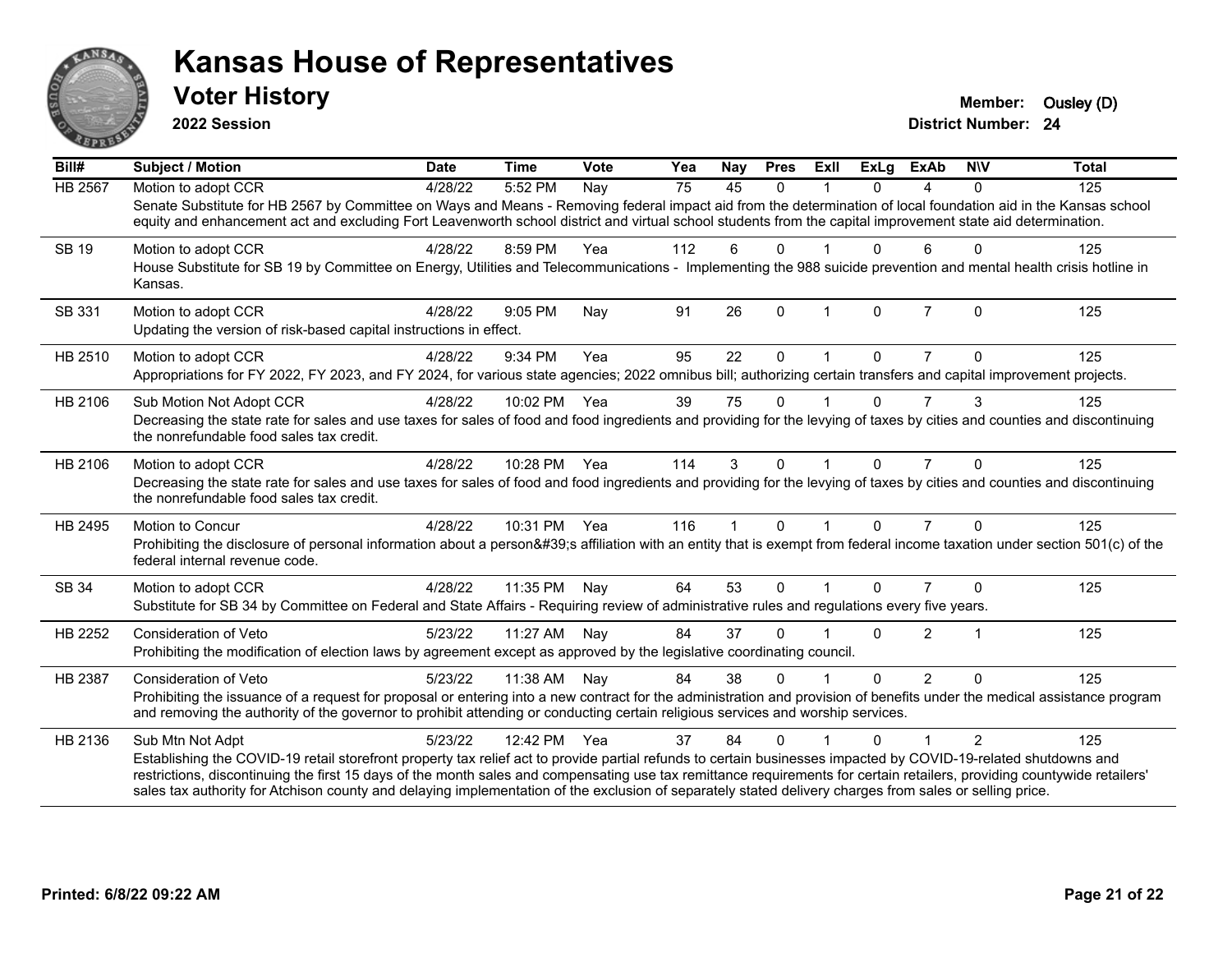# Kansas House of Representatives

## Voter History

**2022 Session**

**Member:** Ousley (D)
**District Number:** 24

| Bill# | Subject / Motion | Date | Time | Vote | Yea | Nay | Pres | ExII | ExLg | ExAb | N\V | Total |
|---|---|---|---|---|---|---|---|---|---|---|---|---|
| HB 2567 | Motion to adopt CCR | 4/28/22 | 5:52 PM | Nay | 75 | 45 | 0 | 1 | 0 | 4 | 0 | 125 |
| | Senate Substitute for HB 2567 by Committee on Ways and Means - Removing federal impact aid from the determination of local foundation aid in the Kansas school equity and enhancement act and excluding Fort Leavenworth school district and virtual school students from the capital improvement state aid determination. | | | | | | | | | | | |
| SB 19 | Motion to adopt CCR | 4/28/22 | 8:59 PM | Yea | 112 | 6 | 0 | 1 | 0 | 6 | 0 | 125 |
| | House Substitute for SB 19 by Committee on Energy, Utilities and Telecommunications - Implementing the 988 suicide prevention and mental health crisis hotline in Kansas. | | | | | | | | | | | |
| SB 331 | Motion to adopt CCR | 4/28/22 | 9:05 PM | Nay | 91 | 26 | 0 | 1 | 0 | 7 | 0 | 125 |
| | Updating the version of risk-based capital instructions in effect. | | | | | | | | | | | |
| HB 2510 | Motion to adopt CCR | 4/28/22 | 9:34 PM | Yea | 95 | 22 | 0 | 1 | 0 | 7 | 0 | 125 |
| | Appropriations for FY 2022, FY 2023, and FY 2024, for various state agencies; 2022 omnibus bill; authorizing certain transfers and capital improvement projects. | | | | | | | | | | | |
| HB 2106 | Sub Motion Not Adopt CCR | 4/28/22 | 10:02 PM | Yea | 39 | 75 | 0 | 1 | 0 | 7 | 3 | 125 |
| | Decreasing the state rate for sales and use taxes for sales of food and food ingredients and providing for the levying of taxes by cities and counties and discontinuing the nonrefundable food sales tax credit. | | | | | | | | | | | |
| HB 2106 | Motion to adopt CCR | 4/28/22 | 10:28 PM | Yea | 114 | 3 | 0 | 1 | 0 | 7 | 0 | 125 |
| | Decreasing the state rate for sales and use taxes for sales of food and food ingredients and providing for the levying of taxes by cities and counties and discontinuing the nonrefundable food sales tax credit. | | | | | | | | | | | |
| HB 2495 | Motion to Concur | 4/28/22 | 10:31 PM | Yea | 116 | 1 | 0 | 1 | 0 | 7 | 0 | 125 |
| | Prohibiting the disclosure of personal information about a person&#39;s affiliation with an entity that is exempt from federal income taxation under section 501(c) of the federal internal revenue code. | | | | | | | | | | | |
| SB 34 | Motion to adopt CCR | 4/28/22 | 11:35 PM | Nay | 64 | 53 | 0 | 1 | 0 | 7 | 0 | 125 |
| | Substitute for SB 34 by Committee on Federal and State Affairs - Requiring review of administrative rules and regulations every five years. | | | | | | | | | | | |
| HB 2252 | Consideration of Veto | 5/23/22 | 11:27 AM | Nay | 84 | 37 | 0 | 1 | 0 | 2 | 1 | 125 |
| | Prohibiting the modification of election laws by agreement except as approved by the legislative coordinating council. | | | | | | | | | | | |
| HB 2387 | Consideration of Veto | 5/23/22 | 11:38 AM | Nay | 84 | 38 | 0 | 1 | 0 | 2 | 0 | 125 |
| | Prohibiting the issuance of a request for proposal or entering into a new contract for the administration and provision of benefits under the medical assistance program and removing the authority of the governor to prohibit attending or conducting certain religious services and worship services. | | | | | | | | | | | |
| HB 2136 | Sub Mtn Not Adpt | 5/23/22 | 12:42 PM | Yea | 37 | 84 | 0 | 1 | 0 | 1 | 2 | 125 |
| | Establishing the COVID-19 retail storefront property tax relief act to provide partial refunds to certain businesses impacted by COVID-19-related shutdowns and restrictions, discontinuing the first 15 days of the month sales and compensating use tax remittance requirements for certain retailers, providing countywide retailers' sales tax authority for Atchison county and delaying implementation of the exclusion of separately stated delivery charges from sales or selling price. | | | | | | | | | | | |

**Printed: 6/8/22 09:22 AM**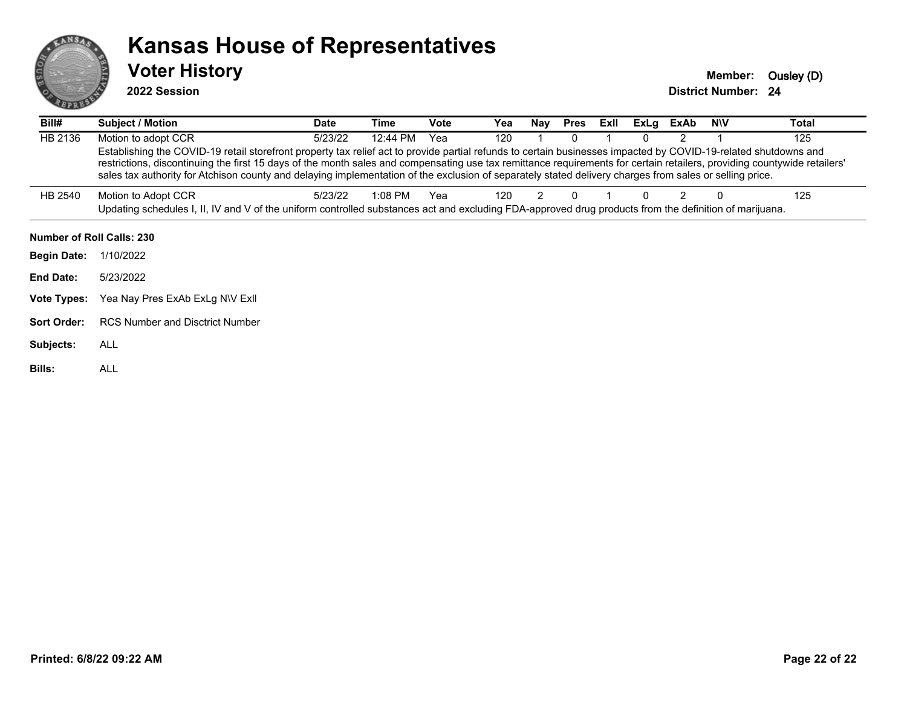# Kansas House of Representatives

## Voter History

**2022 Session**

**Member:** Ousley (D)
**District Number:** 24

| Bill# | Subject / Motion | Date | Time | Vote | Yea | Nay | Pres | ExII | ExLg | ExAb | N\V | Total |
|---|---|---|---|---|---|---|---|---|---|---|---|---|
| HB 2136 | Motion to adopt CCR | 5/23/22 | 12:44 PM | Yea | 120 | 1 | 0 | 1 | 0 | 2 | 1 | 125 |
| | Establishing the COVID-19 retail storefront property tax relief act to provide partial refunds to certain businesses impacted by COVID-19-related shutdowns and restrictions, discontinuing the first 15 days of the month sales and compensating use tax remittance requirements for certain retailers, providing countywide retailers' sales tax authority for Atchison county and delaying implementation of the exclusion of separately stated delivery charges from sales or selling price. | | | | | | | | | | | |
| HB 2540 | Motion to Adopt CCR | 5/23/22 | 1:08 PM | Yea | 120 | 2 | 0 | 1 | 0 | 2 | 0 | 125 |
| | Updating schedules I, II, IV and V of the uniform controlled substances act and excluding FDA-approved drug products from the definition of marijuana. | | | | | | | | | | | |

**Number of Roll Calls: 230**

**Begin Date:** 1/10/2022

**End Date:** 5/23/2022

**Vote Types:** Yea Nay Pres ExAb ExLg N\V ExII

**Sort Order:** RCS Number and Disctrict Number

**Subjects:** ALL

**Bills:** ALL

**Printed: 6/8/22 09:22 AM**